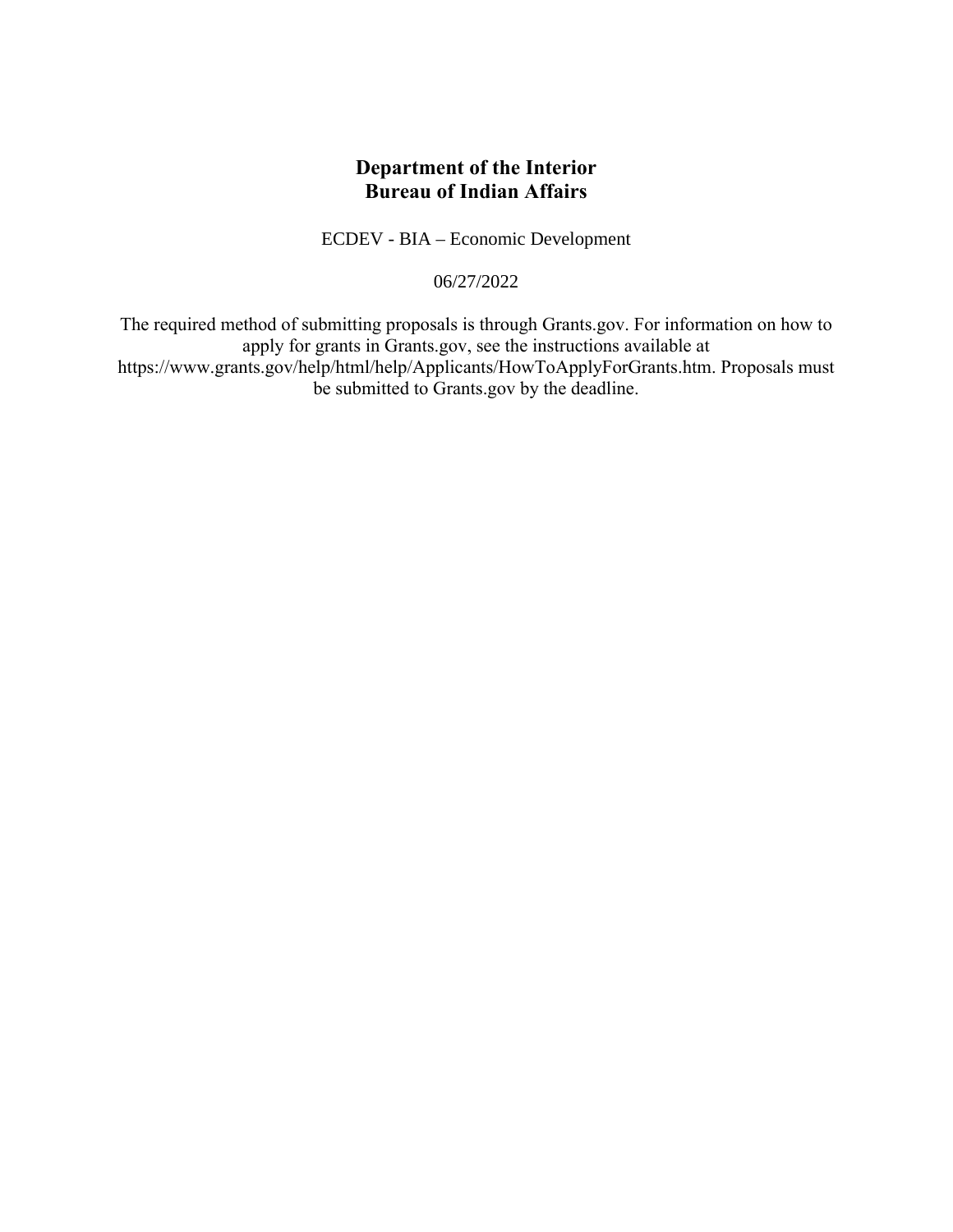# Department of the Interior
# Bureau of Indian Affairs

ECDEV - BIA – Economic Development

06/27/2022

The required method of submitting proposals is through Grants.gov. For information on how to apply for grants in Grants.gov, see the instructions available at https://www.grants.gov/help/html/help/Applicants/HowToApplyForGrants.htm. Proposals must be submitted to Grants.gov by the deadline.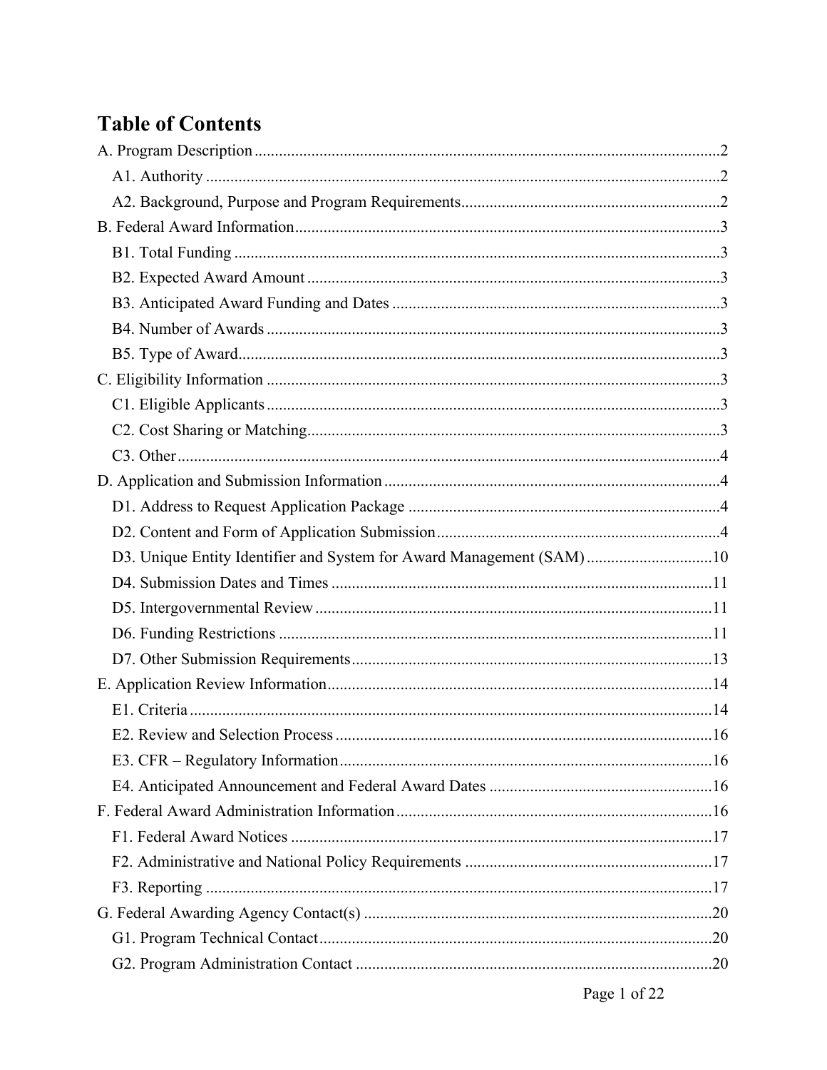# Table of Contents

- A. Program Description ..... 2
  - A1. Authority ..... 2
  - A2. Background, Purpose and Program Requirements ..... 2
- B. Federal Award Information ..... 3
  - B1. Total Funding ..... 3
  - B2. Expected Award Amount ..... 3
  - B3. Anticipated Award Funding and Dates ..... 3
  - B4. Number of Awards ..... 3
  - B5. Type of Award ..... 3
- C. Eligibility Information ..... 3
  - C1. Eligible Applicants ..... 3
  - C2. Cost Sharing or Matching ..... 3
  - C3. Other ..... 4
- D. Application and Submission Information ..... 4
  - D1. Address to Request Application Package ..... 4
  - D2. Content and Form of Application Submission ..... 4
  - D3. Unique Entity Identifier and System for Award Management (SAM) ..... 10
  - D4. Submission Dates and Times ..... 11
  - D5. Intergovernmental Review ..... 11
  - D6. Funding Restrictions ..... 11
  - D7. Other Submission Requirements ..... 13
- E. Application Review Information ..... 14
  - E1. Criteria ..... 14
  - E2. Review and Selection Process ..... 16
  - E3. CFR – Regulatory Information ..... 16
  - E4. Anticipated Announcement and Federal Award Dates ..... 16
- F. Federal Award Administration Information ..... 16
  - F1. Federal Award Notices ..... 17
  - F2. Administrative and National Policy Requirements ..... 17
  - F3. Reporting ..... 17
- G. Federal Awarding Agency Contact(s) ..... 20
  - G1. Program Technical Contact ..... 20
  - G2. Program Administration Contact ..... 20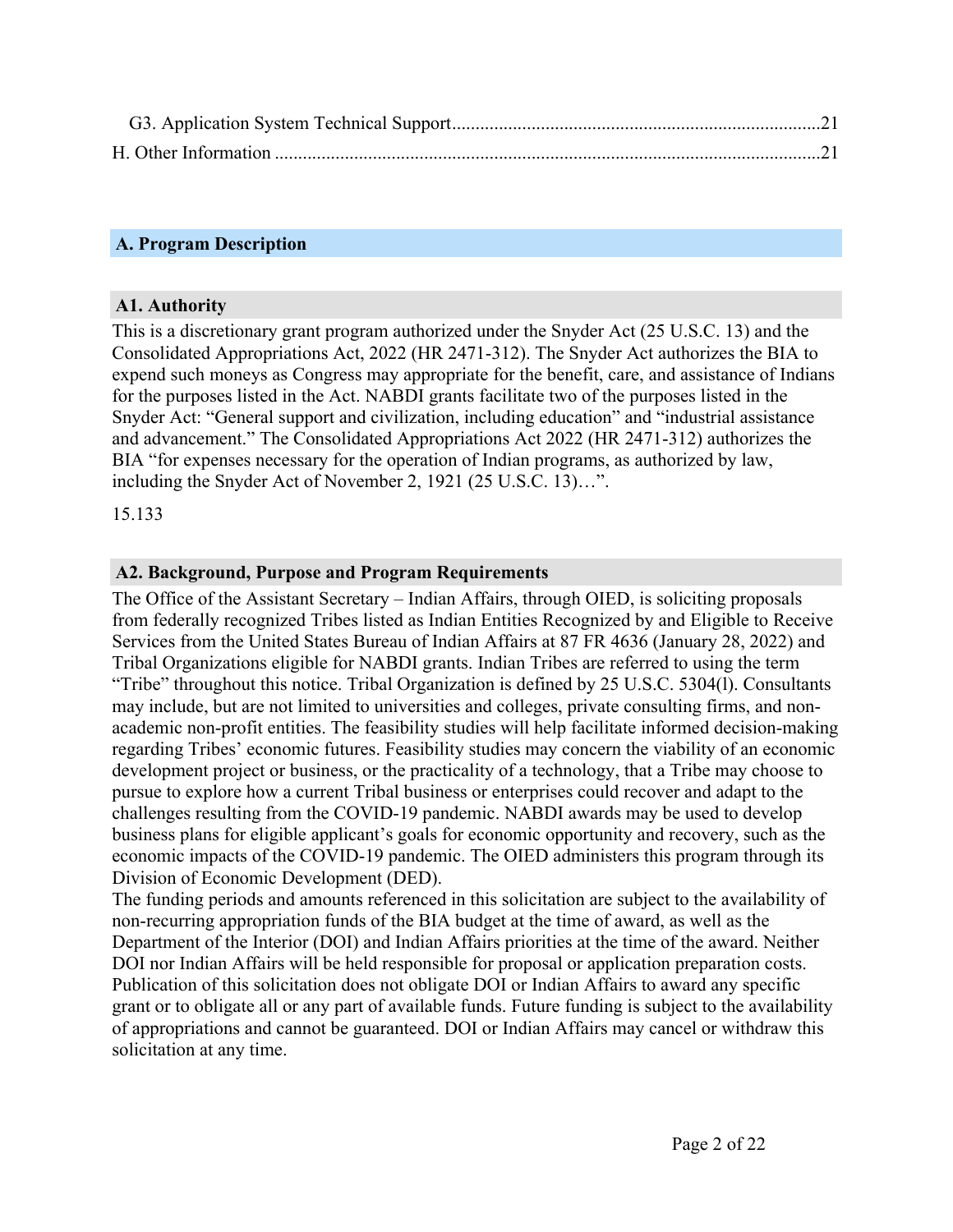G3. Application System Technical Support ........................................................................... 21

H. Other Information ..................................................................................................................... 21

## A. Program Description

### A1. Authority

This is a discretionary grant program authorized under the Snyder Act (25 U.S.C. 13) and the Consolidated Appropriations Act, 2022 (HR 2471-312). The Snyder Act authorizes the BIA to expend such moneys as Congress may appropriate for the benefit, care, and assistance of Indians for the purposes listed in the Act. NABDI grants facilitate two of the purposes listed in the Snyder Act: "General support and civilization, including education" and "industrial assistance and advancement." The Consolidated Appropriations Act 2022 (HR 2471-312) authorizes the BIA "for expenses necessary for the operation of Indian programs, as authorized by law, including the Snyder Act of November 2, 1921 (25 U.S.C. 13)…".

15.133

### A2. Background, Purpose and Program Requirements

The Office of the Assistant Secretary – Indian Affairs, through OIED, is soliciting proposals from federally recognized Tribes listed as Indian Entities Recognized by and Eligible to Receive Services from the United States Bureau of Indian Affairs at 87 FR 4636 (January 28, 2022) and Tribal Organizations eligible for NABDI grants. Indian Tribes are referred to using the term "Tribe" throughout this notice. Tribal Organization is defined by 25 U.S.C. 5304(l). Consultants may include, but are not limited to universities and colleges, private consulting firms, and non-academic non-profit entities. The feasibility studies will help facilitate informed decision-making regarding Tribes' economic futures. Feasibility studies may concern the viability of an economic development project or business, or the practicality of a technology, that a Tribe may choose to pursue to explore how a current Tribal business or enterprises could recover and adapt to the challenges resulting from the COVID-19 pandemic. NABDI awards may be used to develop business plans for eligible applicant's goals for economic opportunity and recovery, such as the economic impacts of the COVID-19 pandemic. The OIED administers this program through its Division of Economic Development (DED).

The funding periods and amounts referenced in this solicitation are subject to the availability of non-recurring appropriation funds of the BIA budget at the time of award, as well as the Department of the Interior (DOI) and Indian Affairs priorities at the time of the award. Neither DOI nor Indian Affairs will be held responsible for proposal or application preparation costs. Publication of this solicitation does not obligate DOI or Indian Affairs to award any specific grant or to obligate all or any part of available funds. Future funding is subject to the availability of appropriations and cannot be guaranteed. DOI or Indian Affairs may cancel or withdraw this solicitation at any time.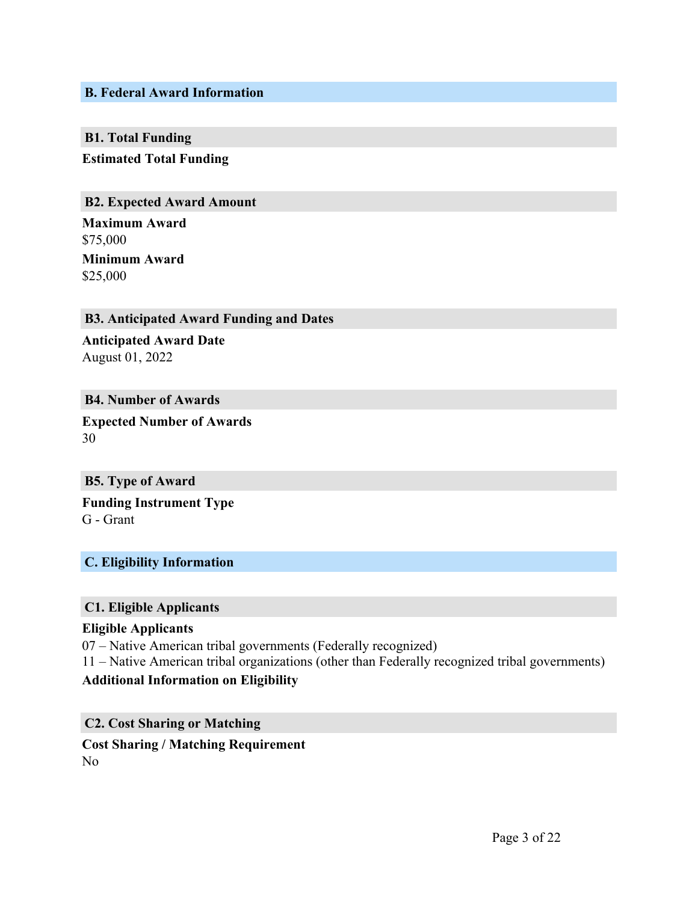## B. Federal Award Information

### B1. Total Funding

**Estimated Total Funding**

### B2. Expected Award Amount

**Maximum Award**
$75,000

**Minimum Award**
$25,000

### B3. Anticipated Award Funding and Dates

**Anticipated Award Date**
August 01, 2022

### B4. Number of Awards

**Expected Number of Awards**
30

### B5. Type of Award

**Funding Instrument Type**
G - Grant

## C. Eligibility Information

### C1. Eligible Applicants

**Eligible Applicants**

07 – Native American tribal governments (Federally recognized)
11 – Native American tribal organizations (other than Federally recognized tribal governments)

**Additional Information on Eligibility**

### C2. Cost Sharing or Matching

**Cost Sharing / Matching Requirement**
No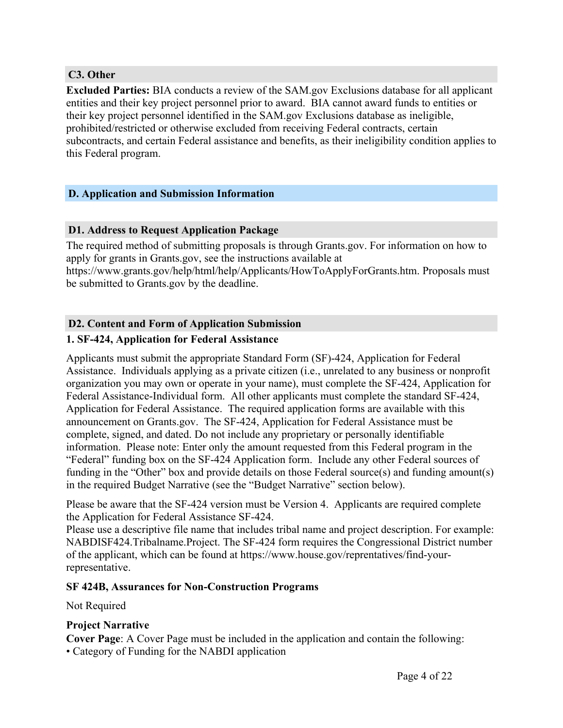### C3. Other

**Excluded Parties:** BIA conducts a review of the SAM.gov Exclusions database for all applicant entities and their key project personnel prior to award. BIA cannot award funds to entities or their key project personnel identified in the SAM.gov Exclusions database as ineligible, prohibited/restricted or otherwise excluded from receiving Federal contracts, certain subcontracts, and certain Federal assistance and benefits, as their ineligibility condition applies to this Federal program.

## D. Application and Submission Information

### D1. Address to Request Application Package

The required method of submitting proposals is through Grants.gov. For information on how to apply for grants in Grants.gov, see the instructions available at https://www.grants.gov/help/html/help/Applicants/HowToApplyForGrants.htm. Proposals must be submitted to Grants.gov by the deadline.

### D2. Content and Form of Application Submission

**1. SF-424, Application for Federal Assistance**

Applicants must submit the appropriate Standard Form (SF)-424, Application for Federal Assistance. Individuals applying as a private citizen (i.e., unrelated to any business or nonprofit organization you may own or operate in your name), must complete the SF-424, Application for Federal Assistance-Individual form. All other applicants must complete the standard SF-424, Application for Federal Assistance. The required application forms are available with this announcement on Grants.gov. The SF-424, Application for Federal Assistance must be complete, signed, and dated. Do not include any proprietary or personally identifiable information. Please note: Enter only the amount requested from this Federal program in the "Federal" funding box on the SF-424 Application form. Include any other Federal sources of funding in the "Other" box and provide details on those Federal source(s) and funding amount(s) in the required Budget Narrative (see the "Budget Narrative" section below).

Please be aware that the SF-424 version must be Version 4. Applicants are required complete the Application for Federal Assistance SF-424.
Please use a descriptive file name that includes tribal name and project description. For example: NABDISF424.Tribalname.Project. The SF-424 form requires the Congressional District number of the applicant, which can be found at https://www.house.gov/reprentatives/find-your-representative.

**SF 424B, Assurances for Non-Construction Programs**

Not Required

**Project Narrative**

**Cover Page**: A Cover Page must be included in the application and contain the following:
- Category of Funding for the NABDI application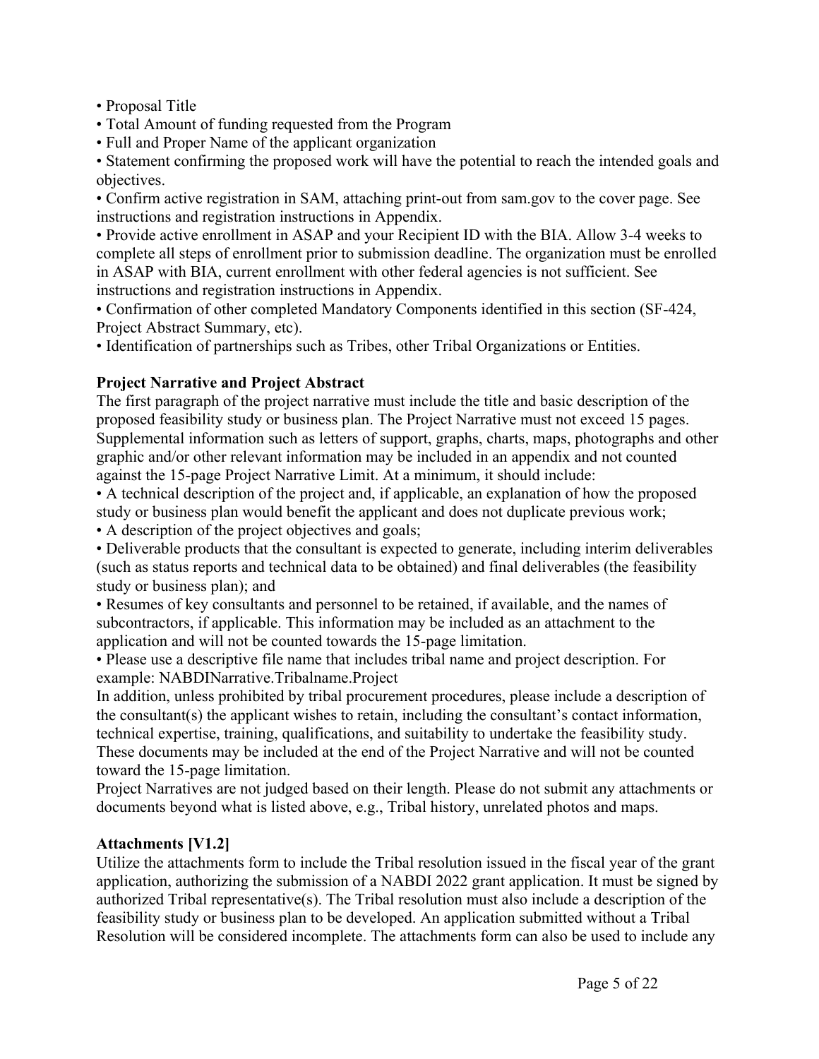- Proposal Title
- Total Amount of funding requested from the Program
- Full and Proper Name of the applicant organization
- Statement confirming the proposed work will have the potential to reach the intended goals and objectives.
- Confirm active registration in SAM, attaching print-out from sam.gov to the cover page. See instructions and registration instructions in Appendix.
- Provide active enrollment in ASAP and your Recipient ID with the BIA. Allow 3-4 weeks to complete all steps of enrollment prior to submission deadline. The organization must be enrolled in ASAP with BIA, current enrollment with other federal agencies is not sufficient. See instructions and registration instructions in Appendix.
- Confirmation of other completed Mandatory Components identified in this section (SF-424, Project Abstract Summary, etc).
- Identification of partnerships such as Tribes, other Tribal Organizations or Entities.

**Project Narrative and Project Abstract**

The first paragraph of the project narrative must include the title and basic description of the proposed feasibility study or business plan. The Project Narrative must not exceed 15 pages. Supplemental information such as letters of support, graphs, charts, maps, photographs and other graphic and/or other relevant information may be included in an appendix and not counted against the 15-page Project Narrative Limit. At a minimum, it should include:

- A technical description of the project and, if applicable, an explanation of how the proposed study or business plan would benefit the applicant and does not duplicate previous work;
- A description of the project objectives and goals;
- Deliverable products that the consultant is expected to generate, including interim deliverables (such as status reports and technical data to be obtained) and final deliverables (the feasibility study or business plan); and
- Resumes of key consultants and personnel to be retained, if available, and the names of subcontractors, if applicable. This information may be included as an attachment to the application and will not be counted towards the 15-page limitation.
- Please use a descriptive file name that includes tribal name and project description. For example: NABDINarrative.Tribalname.Project

In addition, unless prohibited by tribal procurement procedures, please include a description of the consultant(s) the applicant wishes to retain, including the consultant's contact information, technical expertise, training, qualifications, and suitability to undertake the feasibility study. These documents may be included at the end of the Project Narrative and will not be counted toward the 15-page limitation.

Project Narratives are not judged based on their length. Please do not submit any attachments or documents beyond what is listed above, e.g., Tribal history, unrelated photos and maps.

**Attachments [V1.2]**

Utilize the attachments form to include the Tribal resolution issued in the fiscal year of the grant application, authorizing the submission of a NABDI 2022 grant application. It must be signed by authorized Tribal representative(s). The Tribal resolution must also include a description of the feasibility study or business plan to be developed. An application submitted without a Tribal Resolution will be considered incomplete. The attachments form can also be used to include any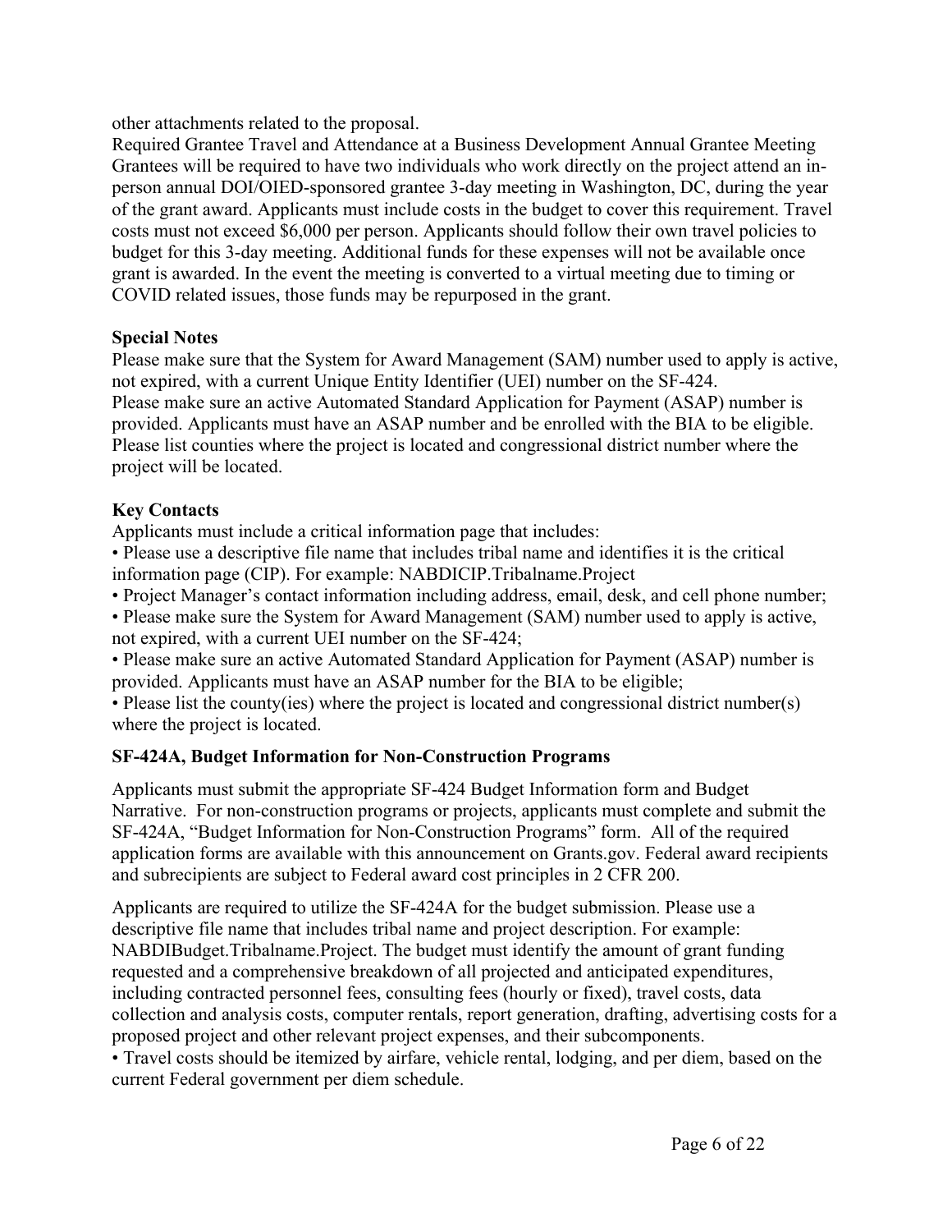other attachments related to the proposal.

Required Grantee Travel and Attendance at a Business Development Annual Grantee Meeting
Grantees will be required to have two individuals who work directly on the project attend an in-person annual DOI/OIED-sponsored grantee 3-day meeting in Washington, DC, during the year of the grant award. Applicants must include costs in the budget to cover this requirement. Travel costs must not exceed $6,000 per person. Applicants should follow their own travel policies to budget for this 3-day meeting. Additional funds for these expenses will not be available once grant is awarded. In the event the meeting is converted to a virtual meeting due to timing or COVID related issues, those funds may be repurposed in the grant.

**Special Notes**

Please make sure that the System for Award Management (SAM) number used to apply is active, not expired, with a current Unique Entity Identifier (UEI) number on the SF-424.
Please make sure an active Automated Standard Application for Payment (ASAP) number is provided. Applicants must have an ASAP number and be enrolled with the BIA to be eligible.
Please list counties where the project is located and congressional district number where the project will be located.

**Key Contacts**

Applicants must include a critical information page that includes:

- Please use a descriptive file name that includes tribal name and identifies it is the critical information page (CIP). For example: NABDICIP.Tribalname.Project
- Project Manager's contact information including address, email, desk, and cell phone number;
- Please make sure the System for Award Management (SAM) number used to apply is active, not expired, with a current UEI number on the SF-424;
- Please make sure an active Automated Standard Application for Payment (ASAP) number is provided. Applicants must have an ASAP number for the BIA to be eligible;
- Please list the county(ies) where the project is located and congressional district number(s) where the project is located.

**SF-424A, Budget Information for Non-Construction Programs**

Applicants must submit the appropriate SF-424 Budget Information form and Budget Narrative. For non-construction programs or projects, applicants must complete and submit the SF-424A, "Budget Information for Non-Construction Programs" form. All of the required application forms are available with this announcement on Grants.gov. Federal award recipients and subrecipients are subject to Federal award cost principles in 2 CFR 200.

Applicants are required to utilize the SF-424A for the budget submission. Please use a descriptive file name that includes tribal name and project description. For example: NABDIBudget.Tribalname.Project. The budget must identify the amount of grant funding requested and a comprehensive breakdown of all projected and anticipated expenditures, including contracted personnel fees, consulting fees (hourly or fixed), travel costs, data collection and analysis costs, computer rentals, report generation, drafting, advertising costs for a proposed project and other relevant project expenses, and their subcomponents.

- Travel costs should be itemized by airfare, vehicle rental, lodging, and per diem, based on the current Federal government per diem schedule.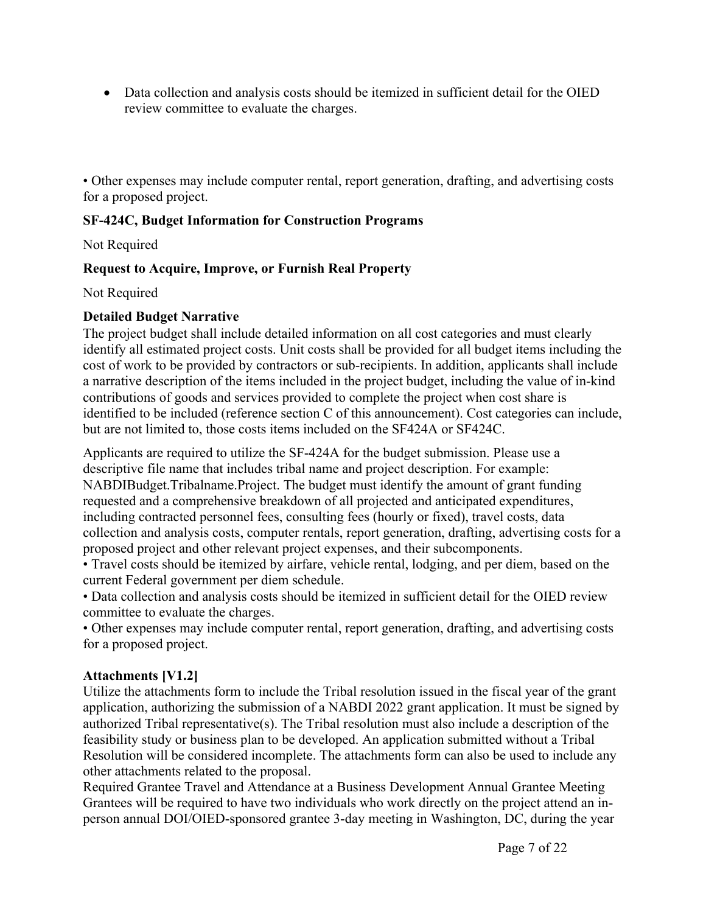- Data collection and analysis costs should be itemized in sufficient detail for the OIED review committee to evaluate the charges.

• Other expenses may include computer rental, report generation, drafting, and advertising costs for a proposed project.

**SF-424C, Budget Information for Construction Programs**

Not Required

**Request to Acquire, Improve, or Furnish Real Property**

Not Required

**Detailed Budget Narrative**

The project budget shall include detailed information on all cost categories and must clearly identify all estimated project costs. Unit costs shall be provided for all budget items including the cost of work to be provided by contractors or sub-recipients. In addition, applicants shall include a narrative description of the items included in the project budget, including the value of in-kind contributions of goods and services provided to complete the project when cost share is identified to be included (reference section C of this announcement). Cost categories can include, but are not limited to, those costs items included on the SF424A or SF424C.

Applicants are required to utilize the SF-424A for the budget submission. Please use a descriptive file name that includes tribal name and project description. For example: NABDIBudget.Tribalname.Project. The budget must identify the amount of grant funding requested and a comprehensive breakdown of all projected and anticipated expenditures, including contracted personnel fees, consulting fees (hourly or fixed), travel costs, data collection and analysis costs, computer rentals, report generation, drafting, advertising costs for a proposed project and other relevant project expenses, and their subcomponents.
• Travel costs should be itemized by airfare, vehicle rental, lodging, and per diem, based on the current Federal government per diem schedule.
• Data collection and analysis costs should be itemized in sufficient detail for the OIED review committee to evaluate the charges.
• Other expenses may include computer rental, report generation, drafting, and advertising costs for a proposed project.

**Attachments [V1.2]**

Utilize the attachments form to include the Tribal resolution issued in the fiscal year of the grant application, authorizing the submission of a NABDI 2022 grant application. It must be signed by authorized Tribal representative(s). The Tribal resolution must also include a description of the feasibility study or business plan to be developed. An application submitted without a Tribal Resolution will be considered incomplete. The attachments form can also be used to include any other attachments related to the proposal.
Required Grantee Travel and Attendance at a Business Development Annual Grantee Meeting
Grantees will be required to have two individuals who work directly on the project attend an in-person annual DOI/OIED-sponsored grantee 3-day meeting in Washington, DC, during the year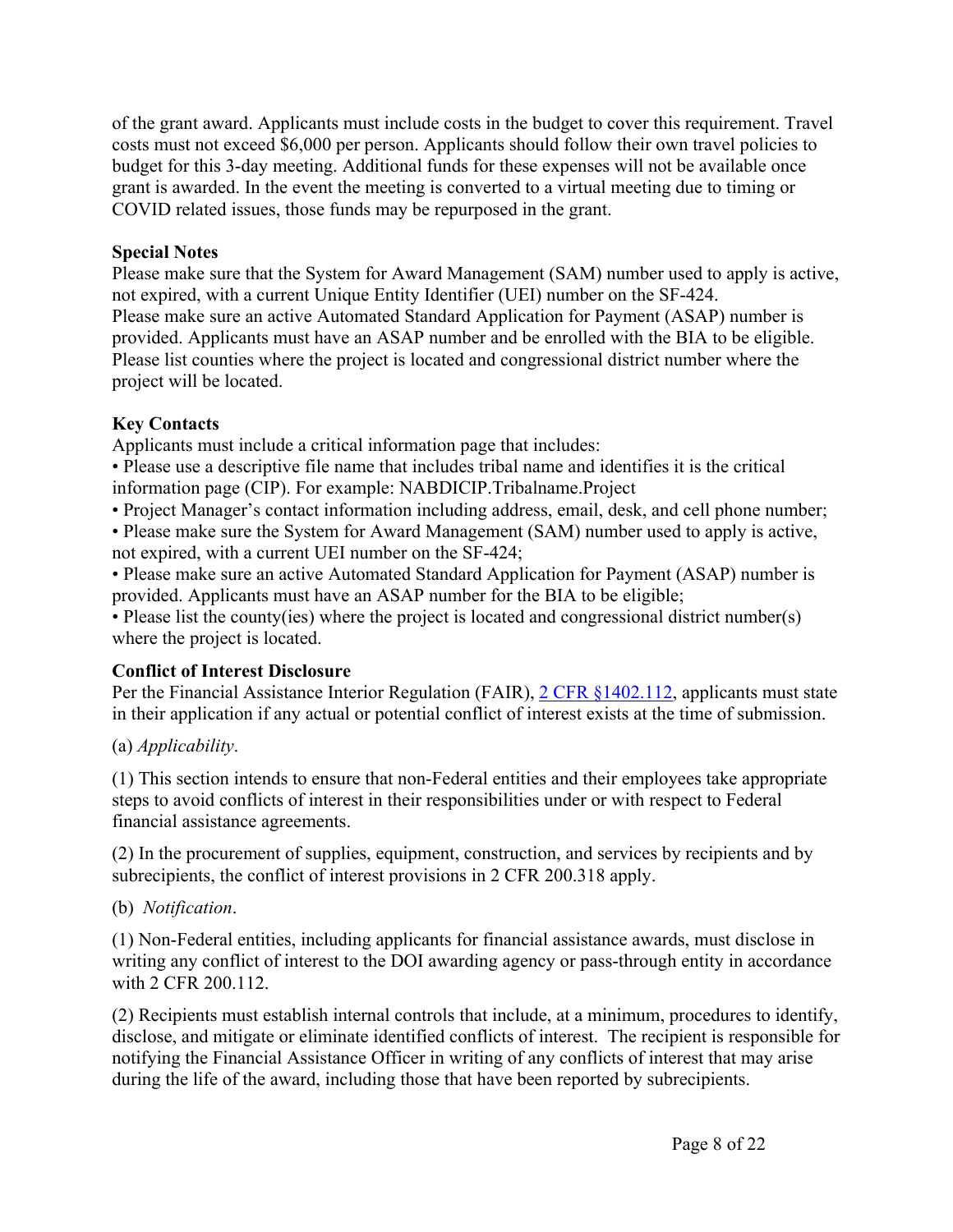of the grant award. Applicants must include costs in the budget to cover this requirement. Travel costs must not exceed $6,000 per person. Applicants should follow their own travel policies to budget for this 3-day meeting. Additional funds for these expenses will not be available once grant is awarded. In the event the meeting is converted to a virtual meeting due to timing or COVID related issues, those funds may be repurposed in the grant.

**Special Notes**

Please make sure that the System for Award Management (SAM) number used to apply is active, not expired, with a current Unique Entity Identifier (UEI) number on the SF-424.
Please make sure an active Automated Standard Application for Payment (ASAP) number is provided. Applicants must have an ASAP number and be enrolled with the BIA to be eligible.
Please list counties where the project is located and congressional district number where the project will be located.

**Key Contacts**

Applicants must include a critical information page that includes:

- Please use a descriptive file name that includes tribal name and identifies it is the critical information page (CIP). For example: NABDICIP.Tribalname.Project
- Project Manager's contact information including address, email, desk, and cell phone number;
- Please make sure the System for Award Management (SAM) number used to apply is active, not expired, with a current UEI number on the SF-424;
- Please make sure an active Automated Standard Application for Payment (ASAP) number is provided. Applicants must have an ASAP number for the BIA to be eligible;
- Please list the county(ies) where the project is located and congressional district number(s) where the project is located.

**Conflict of Interest Disclosure**

Per the Financial Assistance Interior Regulation (FAIR), [2 CFR §1402.112](), applicants must state in their application if any actual or potential conflict of interest exists at the time of submission.

(a) *Applicability*.

(1) This section intends to ensure that non-Federal entities and their employees take appropriate steps to avoid conflicts of interest in their responsibilities under or with respect to Federal financial assistance agreements.

(2) In the procurement of supplies, equipment, construction, and services by recipients and by subrecipients, the conflict of interest provisions in 2 CFR 200.318 apply.

(b) *Notification*.

(1) Non-Federal entities, including applicants for financial assistance awards, must disclose in writing any conflict of interest to the DOI awarding agency or pass-through entity in accordance with 2 CFR 200.112.

(2) Recipients must establish internal controls that include, at a minimum, procedures to identify, disclose, and mitigate or eliminate identified conflicts of interest. The recipient is responsible for notifying the Financial Assistance Officer in writing of any conflicts of interest that may arise during the life of the award, including those that have been reported by subrecipients.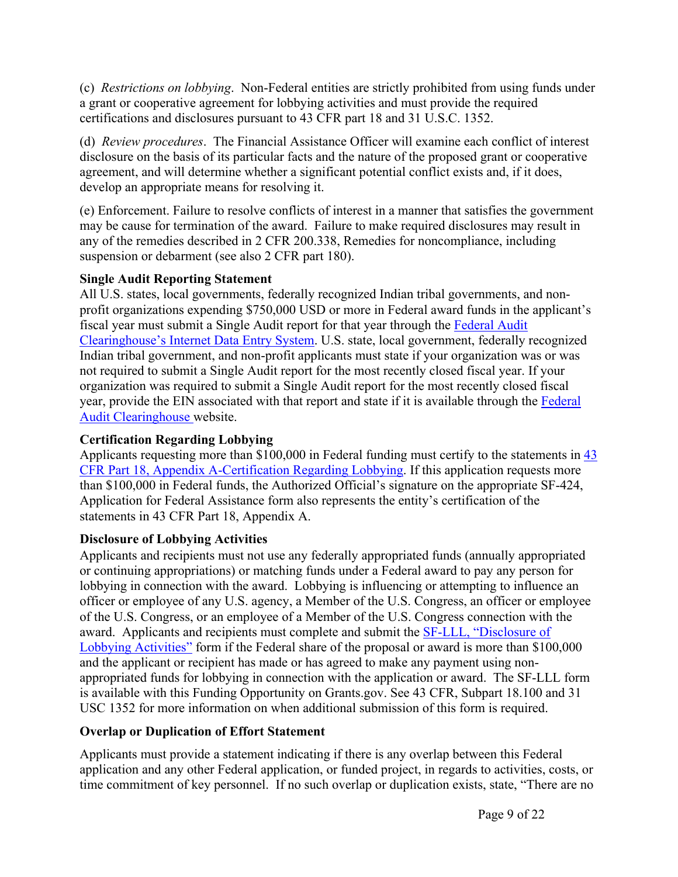(c) *Restrictions on lobbying*. Non-Federal entities are strictly prohibited from using funds under a grant or cooperative agreement for lobbying activities and must provide the required certifications and disclosures pursuant to 43 CFR part 18 and 31 U.S.C. 1352.

(d) *Review procedures*. The Financial Assistance Officer will examine each conflict of interest disclosure on the basis of its particular facts and the nature of the proposed grant or cooperative agreement, and will determine whether a significant potential conflict exists and, if it does, develop an appropriate means for resolving it.

(e) Enforcement. Failure to resolve conflicts of interest in a manner that satisfies the government may be cause for termination of the award. Failure to make required disclosures may result in any of the remedies described in 2 CFR 200.338, Remedies for noncompliance, including suspension or debarment (see also 2 CFR part 180).

**Single Audit Reporting Statement**

All U.S. states, local governments, federally recognized Indian tribal governments, and non-profit organizations expending $750,000 USD or more in Federal award funds in the applicant's fiscal year must submit a Single Audit report for that year through the Federal Audit Clearinghouse's Internet Data Entry System. U.S. state, local government, federally recognized Indian tribal government, and non-profit applicants must state if your organization was or was not required to submit a Single Audit report for the most recently closed fiscal year. If your organization was required to submit a Single Audit report for the most recently closed fiscal year, provide the EIN associated with that report and state if it is available through the Federal Audit Clearinghouse website.

**Certification Regarding Lobbying**

Applicants requesting more than $100,000 in Federal funding must certify to the statements in 43 CFR Part 18, Appendix A-Certification Regarding Lobbying. If this application requests more than $100,000 in Federal funds, the Authorized Official's signature on the appropriate SF-424, Application for Federal Assistance form also represents the entity's certification of the statements in 43 CFR Part 18, Appendix A.

**Disclosure of Lobbying Activities**

Applicants and recipients must not use any federally appropriated funds (annually appropriated or continuing appropriations) or matching funds under a Federal award to pay any person for lobbying in connection with the award. Lobbying is influencing or attempting to influence an officer or employee of any U.S. agency, a Member of the U.S. Congress, an officer or employee of the U.S. Congress, or an employee of a Member of the U.S. Congress connection with the award. Applicants and recipients must complete and submit the SF-LLL, "Disclosure of Lobbying Activities" form if the Federal share of the proposal or award is more than $100,000 and the applicant or recipient has made or has agreed to make any payment using non-appropriated funds for lobbying in connection with the application or award. The SF-LLL form is available with this Funding Opportunity on Grants.gov. See 43 CFR, Subpart 18.100 and 31 USC 1352 for more information on when additional submission of this form is required.

**Overlap or Duplication of Effort Statement**

Applicants must provide a statement indicating if there is any overlap between this Federal application and any other Federal application, or funded project, in regards to activities, costs, or time commitment of key personnel. If no such overlap or duplication exists, state, "There are no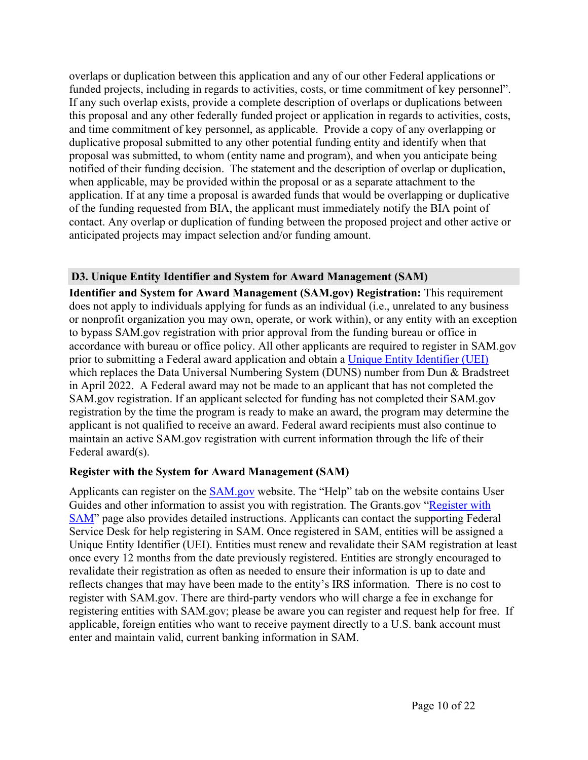overlaps or duplication between this application and any of our other Federal applications or funded projects, including in regards to activities, costs, or time commitment of key personnel". If any such overlap exists, provide a complete description of overlaps or duplications between this proposal and any other federally funded project or application in regards to activities, costs, and time commitment of key personnel, as applicable. Provide a copy of any overlapping or duplicative proposal submitted to any other potential funding entity and identify when that proposal was submitted, to whom (entity name and program), and when you anticipate being notified of their funding decision. The statement and the description of overlap or duplication, when applicable, may be provided within the proposal or as a separate attachment to the application. If at any time a proposal is awarded funds that would be overlapping or duplicative of the funding requested from BIA, the applicant must immediately notify the BIA point of contact. Any overlap or duplication of funding between the proposed project and other active or anticipated projects may impact selection and/or funding amount.

## D3. Unique Entity Identifier and System for Award Management (SAM)

**Identifier and System for Award Management (SAM.gov) Registration:** This requirement does not apply to individuals applying for funds as an individual (i.e., unrelated to any business or nonprofit organization you may own, operate, or work within), or any entity with an exception to bypass SAM.gov registration with prior approval from the funding bureau or office in accordance with bureau or office policy. All other applicants are required to register in SAM.gov prior to submitting a Federal award application and obtain a Unique Entity Identifier (UEI) which replaces the Data Universal Numbering System (DUNS) number from Dun & Bradstreet in April 2022. A Federal award may not be made to an applicant that has not completed the SAM.gov registration. If an applicant selected for funding has not completed their SAM.gov registration by the time the program is ready to make an award, the program may determine the applicant is not qualified to receive an award. Federal award recipients must also continue to maintain an active SAM.gov registration with current information through the life of their Federal award(s).

### Register with the System for Award Management (SAM)

Applicants can register on the SAM.gov website. The "Help" tab on the website contains User Guides and other information to assist you with registration. The Grants.gov "Register with SAM" page also provides detailed instructions. Applicants can contact the supporting Federal Service Desk for help registering in SAM. Once registered in SAM, entities will be assigned a Unique Entity Identifier (UEI). Entities must renew and revalidate their SAM registration at least once every 12 months from the date previously registered. Entities are strongly encouraged to revalidate their registration as often as needed to ensure their information is up to date and reflects changes that may have been made to the entity's IRS information. There is no cost to register with SAM.gov. There are third-party vendors who will charge a fee in exchange for registering entities with SAM.gov; please be aware you can register and request help for free. If applicable, foreign entities who want to receive payment directly to a U.S. bank account must enter and maintain valid, current banking information in SAM.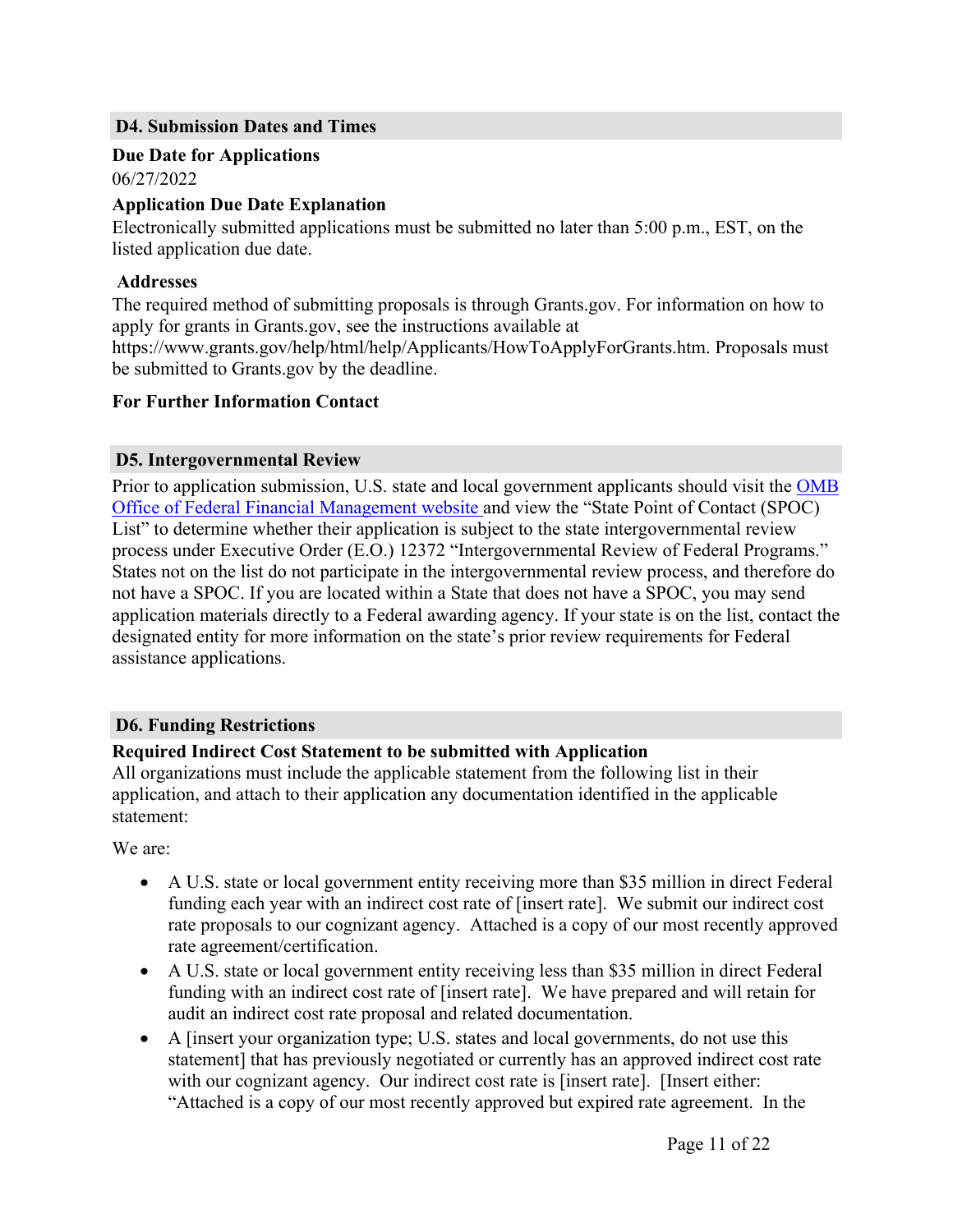## D4. Submission Dates and Times

**Due Date for Applications**

06/27/2022

**Application Due Date Explanation**

Electronically submitted applications must be submitted no later than 5:00 p.m., EST, on the listed application due date.

**Addresses**

The required method of submitting proposals is through Grants.gov. For information on how to apply for grants in Grants.gov, see the instructions available at https://www.grants.gov/help/html/help/Applicants/HowToApplyForGrants.htm. Proposals must be submitted to Grants.gov by the deadline.

**For Further Information Contact**

## D5. Intergovernmental Review

Prior to application submission, U.S. state and local government applicants should visit the OMB Office of Federal Financial Management website and view the "State Point of Contact (SPOC) List" to determine whether their application is subject to the state intergovernmental review process under Executive Order (E.O.) 12372 "Intergovernmental Review of Federal Programs." States not on the list do not participate in the intergovernmental review process, and therefore do not have a SPOC. If you are located within a State that does not have a SPOC, you may send application materials directly to a Federal awarding agency. If your state is on the list, contact the designated entity for more information on the state's prior review requirements for Federal assistance applications.

## D6. Funding Restrictions

**Required Indirect Cost Statement to be submitted with Application**

All organizations must include the applicable statement from the following list in their application, and attach to their application any documentation identified in the applicable statement:

We are:

- A U.S. state or local government entity receiving more than $35 million in direct Federal funding each year with an indirect cost rate of [insert rate]. We submit our indirect cost rate proposals to our cognizant agency. Attached is a copy of our most recently approved rate agreement/certification.
- A U.S. state or local government entity receiving less than $35 million in direct Federal funding with an indirect cost rate of [insert rate]. We have prepared and will retain for audit an indirect cost rate proposal and related documentation.
- A [insert your organization type; U.S. states and local governments, do not use this statement] that has previously negotiated or currently has an approved indirect cost rate with our cognizant agency. Our indirect cost rate is [insert rate]. [Insert either: "Attached is a copy of our most recently approved but expired rate agreement. In the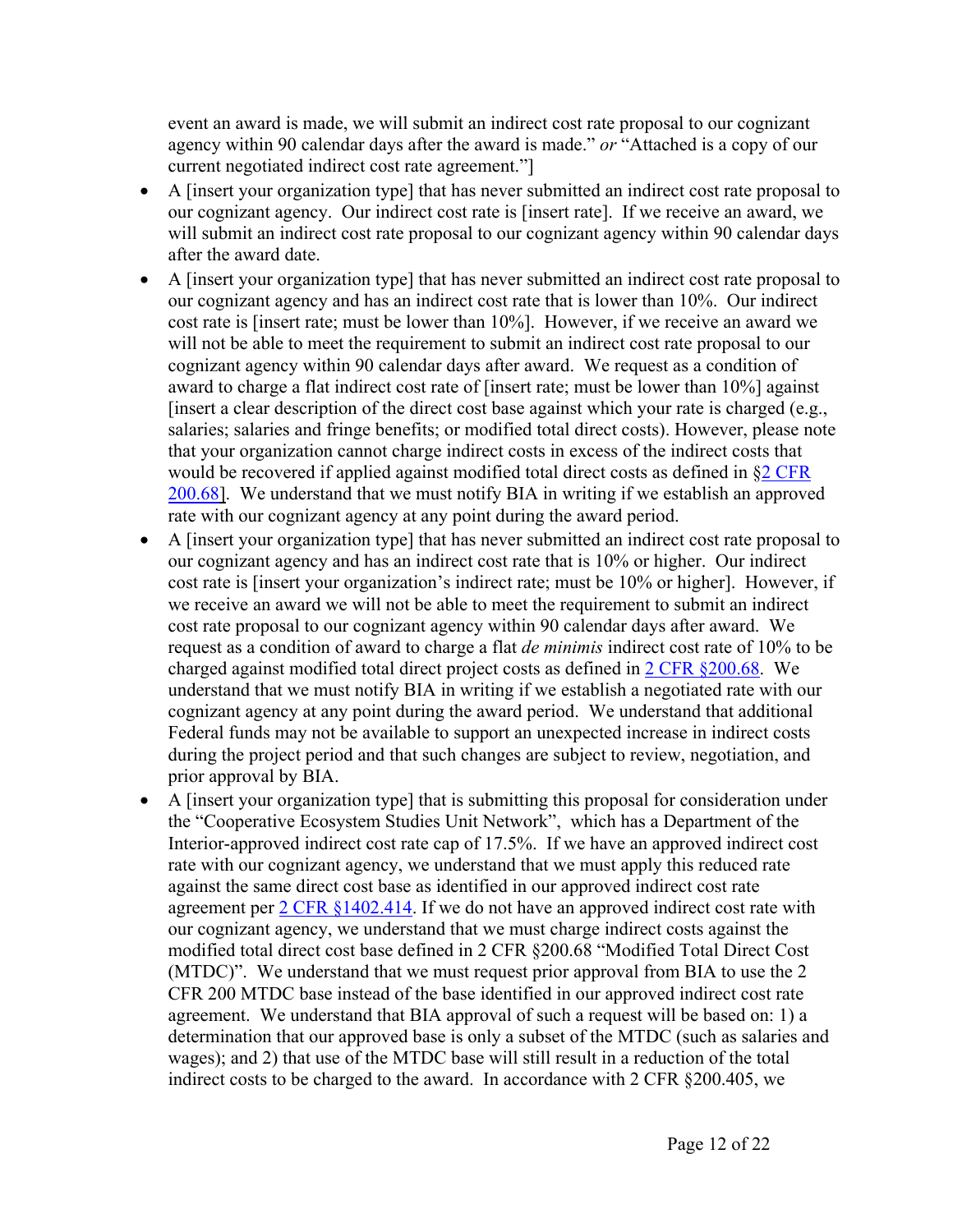event an award is made, we will submit an indirect cost rate proposal to our cognizant agency within 90 calendar days after the award is made." *or* "Attached is a copy of our current negotiated indirect cost rate agreement."]

- A [insert your organization type] that has never submitted an indirect cost rate proposal to our cognizant agency. Our indirect cost rate is [insert rate]. If we receive an award, we will submit an indirect cost rate proposal to our cognizant agency within 90 calendar days after the award date.
- A [insert your organization type] that has never submitted an indirect cost rate proposal to our cognizant agency and has an indirect cost rate that is lower than 10%. Our indirect cost rate is [insert rate; must be lower than 10%]. However, if we receive an award we will not be able to meet the requirement to submit an indirect cost rate proposal to our cognizant agency within 90 calendar days after award. We request as a condition of award to charge a flat indirect cost rate of [insert rate; must be lower than 10%] against [insert a clear description of the direct cost base against which your rate is charged (e.g., salaries; salaries and fringe benefits; or modified total direct costs). However, please note that your organization cannot charge indirect costs in excess of the indirect costs that would be recovered if applied against modified total direct costs as defined in §2 CFR 200.68]. We understand that we must notify BIA in writing if we establish an approved rate with our cognizant agency at any point during the award period.
- A [insert your organization type] that has never submitted an indirect cost rate proposal to our cognizant agency and has an indirect cost rate that is 10% or higher. Our indirect cost rate is [insert your organization's indirect rate; must be 10% or higher]. However, if we receive an award we will not be able to meet the requirement to submit an indirect cost rate proposal to our cognizant agency within 90 calendar days after award. We request as a condition of award to charge a flat *de minimis* indirect cost rate of 10% to be charged against modified total direct project costs as defined in 2 CFR §200.68. We understand that we must notify BIA in writing if we establish a negotiated rate with our cognizant agency at any point during the award period. We understand that additional Federal funds may not be available to support an unexpected increase in indirect costs during the project period and that such changes are subject to review, negotiation, and prior approval by BIA.
- A [insert your organization type] that is submitting this proposal for consideration under the "Cooperative Ecosystem Studies Unit Network", which has a Department of the Interior-approved indirect cost rate cap of 17.5%. If we have an approved indirect cost rate with our cognizant agency, we understand that we must apply this reduced rate against the same direct cost base as identified in our approved indirect cost rate agreement per 2 CFR §1402.414. If we do not have an approved indirect cost rate with our cognizant agency, we understand that we must charge indirect costs against the modified total direct cost base defined in 2 CFR §200.68 "Modified Total Direct Cost (MTDC)". We understand that we must request prior approval from BIA to use the 2 CFR 200 MTDC base instead of the base identified in our approved indirect cost rate agreement. We understand that BIA approval of such a request will be based on: 1) a determination that our approved base is only a subset of the MTDC (such as salaries and wages); and 2) that use of the MTDC base will still result in a reduction of the total indirect costs to be charged to the award. In accordance with 2 CFR §200.405, we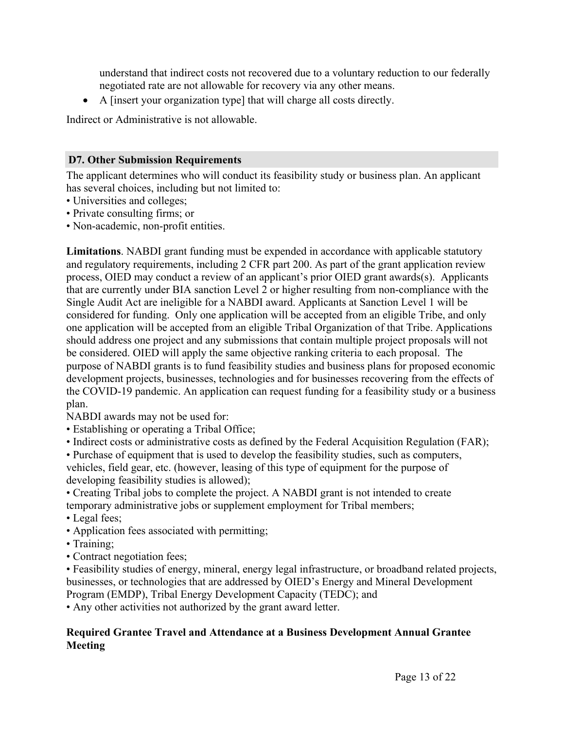understand that indirect costs not recovered due to a voluntary reduction to our federally negotiated rate are not allowable for recovery via any other means.

- A [insert your organization type] that will charge all costs directly.

Indirect or Administrative is not allowable.

## D7. Other Submission Requirements

The applicant determines who will conduct its feasibility study or business plan. An applicant has several choices, including but not limited to:

- Universities and colleges;
- Private consulting firms; or
- Non-academic, non-profit entities.

**Limitations**. NABDI grant funding must be expended in accordance with applicable statutory and regulatory requirements, including 2 CFR part 200. As part of the grant application review process, OIED may conduct a review of an applicant's prior OIED grant awards(s). Applicants that are currently under BIA sanction Level 2 or higher resulting from non-compliance with the Single Audit Act are ineligible for a NABDI award. Applicants at Sanction Level 1 will be considered for funding. Only one application will be accepted from an eligible Tribe, and only one application will be accepted from an eligible Tribal Organization of that Tribe. Applications should address one project and any submissions that contain multiple project proposals will not be considered. OIED will apply the same objective ranking criteria to each proposal. The purpose of NABDI grants is to fund feasibility studies and business plans for proposed economic development projects, businesses, technologies and for businesses recovering from the effects of the COVID-19 pandemic. An application can request funding for a feasibility study or a business plan.

NABDI awards may not be used for:

- Establishing or operating a Tribal Office;
- Indirect costs or administrative costs as defined by the Federal Acquisition Regulation (FAR);
- Purchase of equipment that is used to develop the feasibility studies, such as computers, vehicles, field gear, etc. (however, leasing of this type of equipment for the purpose of developing feasibility studies is allowed);
- Creating Tribal jobs to complete the project. A NABDI grant is not intended to create temporary administrative jobs or supplement employment for Tribal members;
- Legal fees;
- Application fees associated with permitting;
- Training;
- Contract negotiation fees;
- Feasibility studies of energy, mineral, energy legal infrastructure, or broadband related projects, businesses, or technologies that are addressed by OIED's Energy and Mineral Development Program (EMDP), Tribal Energy Development Capacity (TEDC); and
- Any other activities not authorized by the grant award letter.

**Required Grantee Travel and Attendance at a Business Development Annual Grantee Meeting**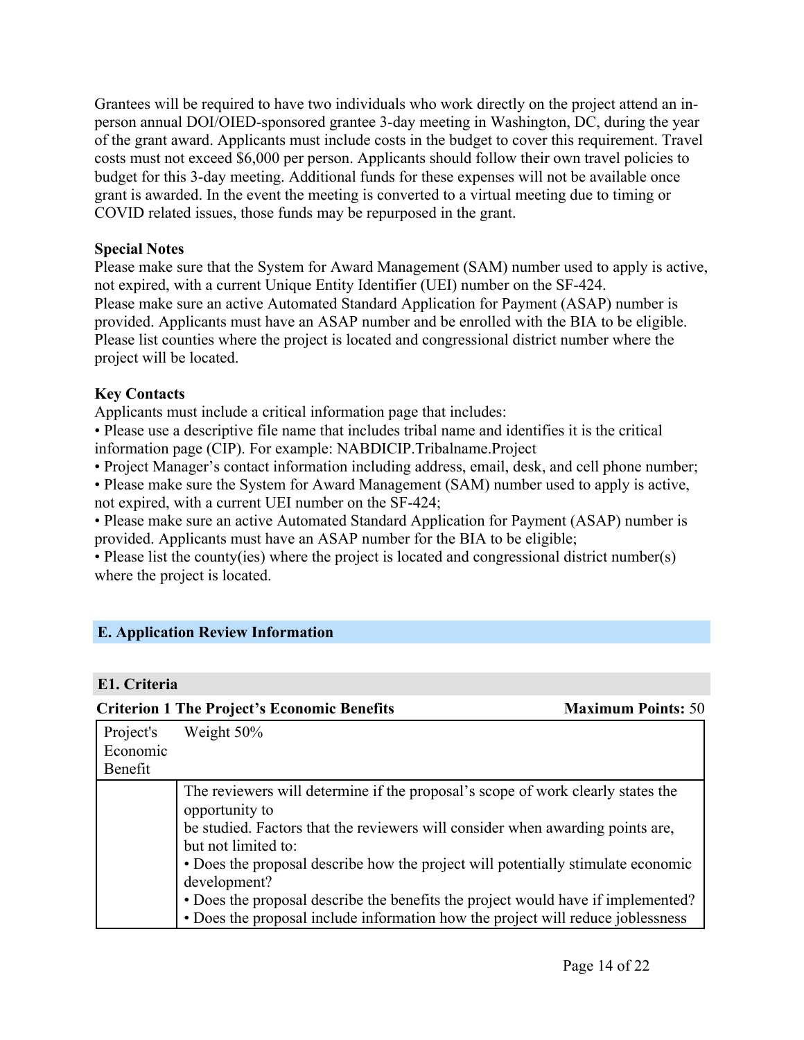Grantees will be required to have two individuals who work directly on the project attend an in-person annual DOI/OIED-sponsored grantee 3-day meeting in Washington, DC, during the year of the grant award. Applicants must include costs in the budget to cover this requirement. Travel costs must not exceed $6,000 per person. Applicants should follow their own travel policies to budget for this 3-day meeting. Additional funds for these expenses will not be available once grant is awarded. In the event the meeting is converted to a virtual meeting due to timing or COVID related issues, those funds may be repurposed in the grant.

**Special Notes**

Please make sure that the System for Award Management (SAM) number used to apply is active, not expired, with a current Unique Entity Identifier (UEI) number on the SF-424.
Please make sure an active Automated Standard Application for Payment (ASAP) number is provided. Applicants must have an ASAP number and be enrolled with the BIA to be eligible.
Please list counties where the project is located and congressional district number where the project will be located.

**Key Contacts**

Applicants must include a critical information page that includes:

- Please use a descriptive file name that includes tribal name and identifies it is the critical information page (CIP). For example: NABDICIP.Tribalname.Project
- Project Manager's contact information including address, email, desk, and cell phone number;
- Please make sure the System for Award Management (SAM) number used to apply is active, not expired, with a current UEI number on the SF-424;
- Please make sure an active Automated Standard Application for Payment (ASAP) number is provided. Applicants must have an ASAP number for the BIA to be eligible;
- Please list the county(ies) where the project is located and congressional district number(s) where the project is located.

## E. Application Review Information

### E1. Criteria

**Criterion 1 The Project's Economic Benefits** **Maximum Points:** 50

| Project's Economic Benefit | Weight 50% |
|---|---|
| | The reviewers will determine if the proposal's scope of work clearly states the opportunity to be studied. Factors that the reviewers will consider when awarding points are, but not limited to:<br>• Does the proposal describe how the project will potentially stimulate economic development?<br>• Does the proposal describe the benefits the project would have if implemented?<br>• Does the proposal include information how the project will reduce joblessness |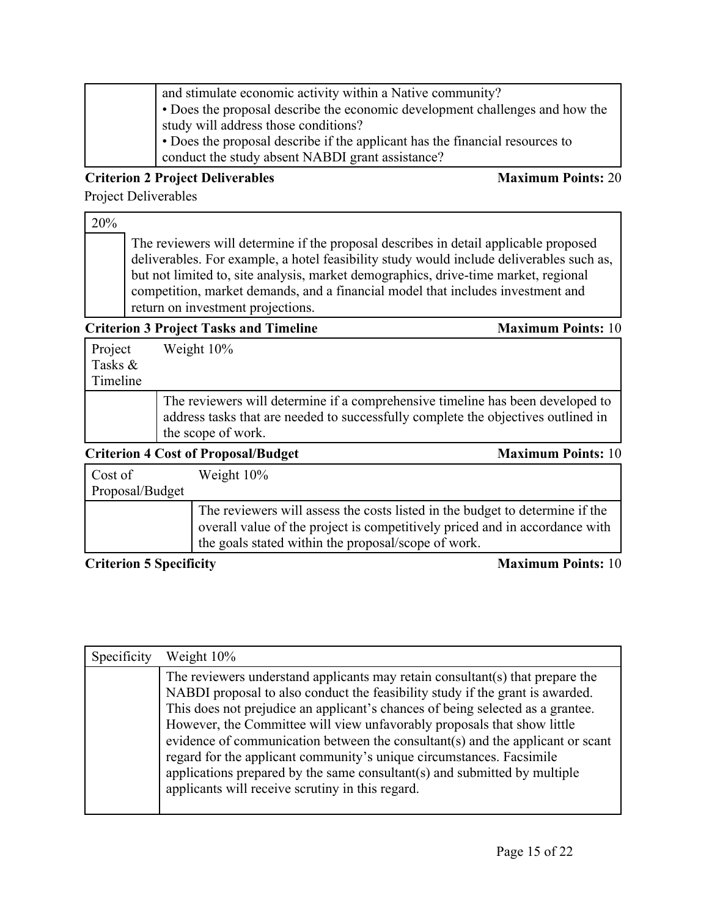| | |
|---|---|
| | and stimulate economic activity within a Native community?<br>• Does the proposal describe the economic development challenges and how the study will address those conditions?<br>• Does the proposal describe if the applicant has the financial resources to conduct the study absent NABDI grant assistance? |

**Criterion 2 Project Deliverables** **Maximum Points:** 20

Project Deliverables

| 20% |
|---|
| The reviewers will determine if the proposal describes in detail applicable proposed deliverables. For example, a hotel feasibility study would include deliverables such as, but not limited to, site analysis, market demographics, drive-time market, regional competition, market demands, and a financial model that includes investment and return on investment projections. |

**Criterion 3 Project Tasks and Timeline** **Maximum Points:** 10

| Project Tasks & Timeline | Weight 10% |
|---|---|
| | The reviewers will determine if a comprehensive timeline has been developed to address tasks that are needed to successfully complete the objectives outlined in the scope of work. |

**Criterion 4 Cost of Proposal/Budget** **Maximum Points:** 10

| Cost of Proposal/Budget | Weight 10% |
|---|---|
| | The reviewers will assess the costs listed in the budget to determine if the overall value of the project is competitively priced and in accordance with the goals stated within the proposal/scope of work. |

**Criterion 5 Specificity** **Maximum Points:** 10

| Specificity | Weight 10% |
|---|---|
| | The reviewers understand applicants may retain consultant(s) that prepare the NABDI proposal to also conduct the feasibility study if the grant is awarded. This does not prejudice an applicant's chances of being selected as a grantee. However, the Committee will view unfavorably proposals that show little evidence of communication between the consultant(s) and the applicant or scant regard for the applicant community's unique circumstances. Facsimile applications prepared by the same consultant(s) and submitted by multiple applicants will receive scrutiny in this regard. |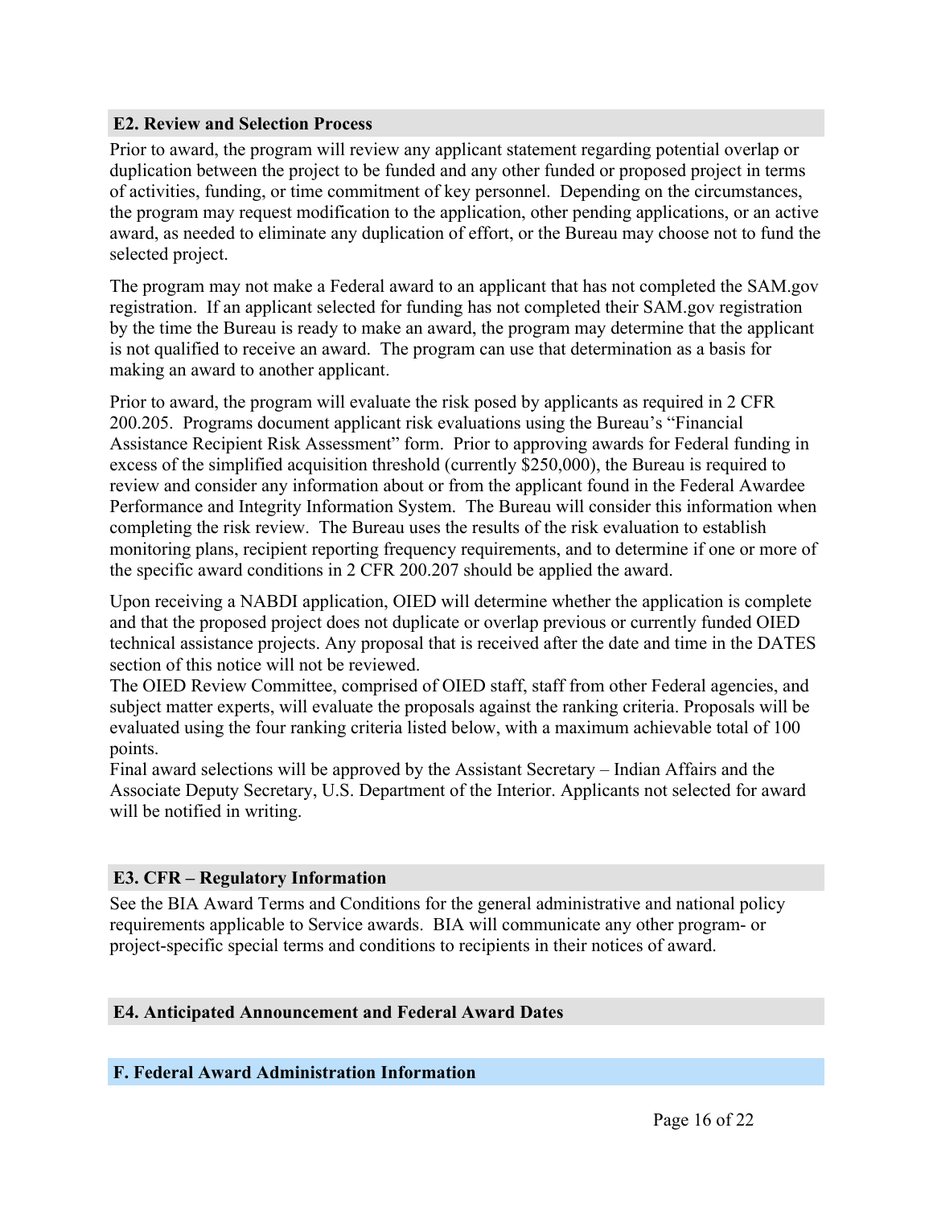### E2. Review and Selection Process

Prior to award, the program will review any applicant statement regarding potential overlap or duplication between the project to be funded and any other funded or proposed project in terms of activities, funding, or time commitment of key personnel. Depending on the circumstances, the program may request modification to the application, other pending applications, or an active award, as needed to eliminate any duplication of effort, or the Bureau may choose not to fund the selected project.

The program may not make a Federal award to an applicant that has not completed the SAM.gov registration. If an applicant selected for funding has not completed their SAM.gov registration by the time the Bureau is ready to make an award, the program may determine that the applicant is not qualified to receive an award. The program can use that determination as a basis for making an award to another applicant.

Prior to award, the program will evaluate the risk posed by applicants as required in 2 CFR 200.205. Programs document applicant risk evaluations using the Bureau's "Financial Assistance Recipient Risk Assessment" form. Prior to approving awards for Federal funding in excess of the simplified acquisition threshold (currently $250,000), the Bureau is required to review and consider any information about or from the applicant found in the Federal Awardee Performance and Integrity Information System. The Bureau will consider this information when completing the risk review. The Bureau uses the results of the risk evaluation to establish monitoring plans, recipient reporting frequency requirements, and to determine if one or more of the specific award conditions in 2 CFR 200.207 should be applied the award.

Upon receiving a NABDI application, OIED will determine whether the application is complete and that the proposed project does not duplicate or overlap previous or currently funded OIED technical assistance projects. Any proposal that is received after the date and time in the DATES section of this notice will not be reviewed.

The OIED Review Committee, comprised of OIED staff, staff from other Federal agencies, and subject matter experts, will evaluate the proposals against the ranking criteria. Proposals will be evaluated using the four ranking criteria listed below, with a maximum achievable total of 100 points.

Final award selections will be approved by the Assistant Secretary – Indian Affairs and the Associate Deputy Secretary, U.S. Department of the Interior. Applicants not selected for award will be notified in writing.

### E3. CFR – Regulatory Information

See the BIA Award Terms and Conditions for the general administrative and national policy requirements applicable to Service awards. BIA will communicate any other program- or project-specific special terms and conditions to recipients in their notices of award.

### E4. Anticipated Announcement and Federal Award Dates

## F. Federal Award Administration Information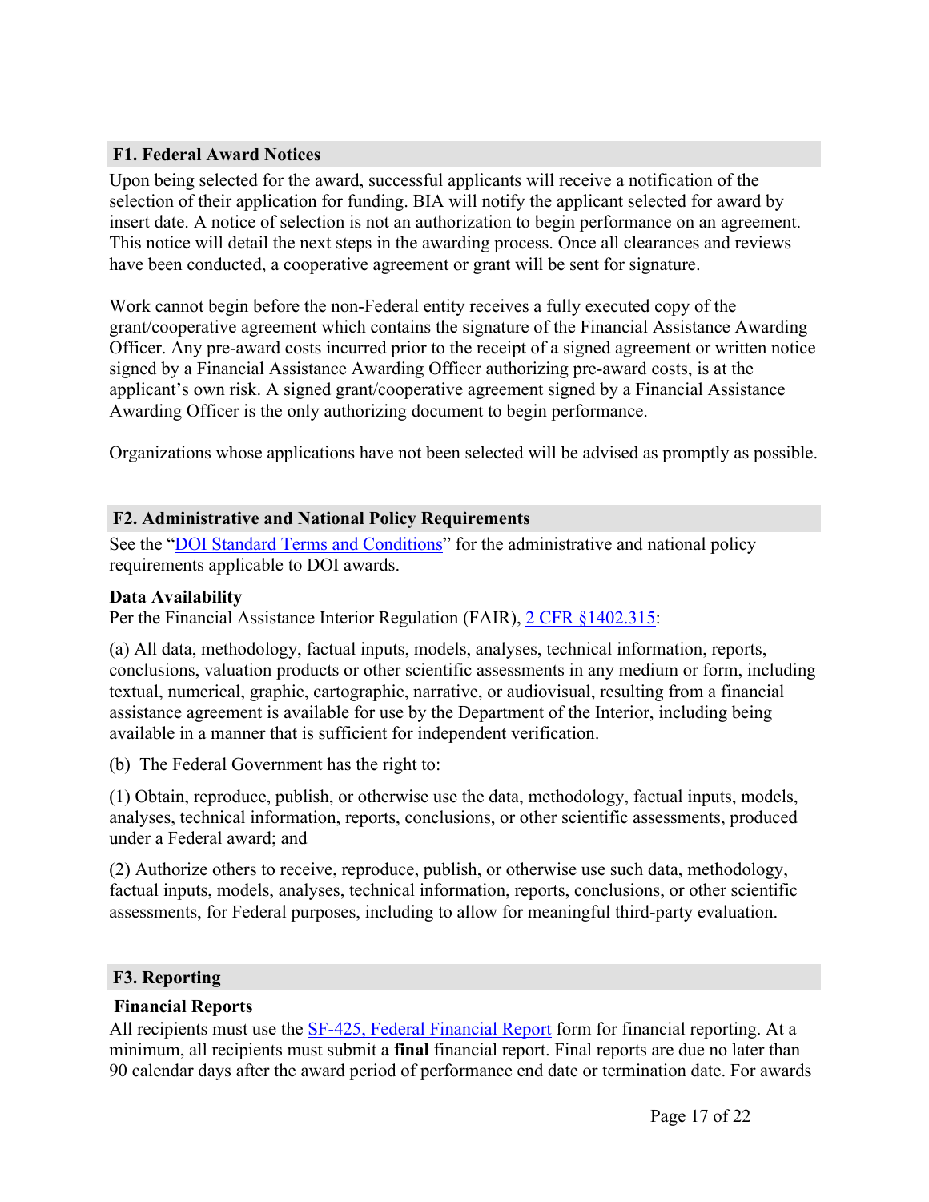### F1. Federal Award Notices

Upon being selected for the award, successful applicants will receive a notification of the selection of their application for funding. BIA will notify the applicant selected for award by insert date. A notice of selection is not an authorization to begin performance on an agreement. This notice will detail the next steps in the awarding process. Once all clearances and reviews have been conducted, a cooperative agreement or grant will be sent for signature.

Work cannot begin before the non-Federal entity receives a fully executed copy of the grant/cooperative agreement which contains the signature of the Financial Assistance Awarding Officer. Any pre-award costs incurred prior to the receipt of a signed agreement or written notice signed by a Financial Assistance Awarding Officer authorizing pre-award costs, is at the applicant's own risk. A signed grant/cooperative agreement signed by a Financial Assistance Awarding Officer is the only authorizing document to begin performance.

Organizations whose applications have not been selected will be advised as promptly as possible.

### F2. Administrative and National Policy Requirements

See the "DOI Standard Terms and Conditions" for the administrative and national policy requirements applicable to DOI awards.

**Data Availability**

Per the Financial Assistance Interior Regulation (FAIR), 2 CFR §1402.315:

(a) All data, methodology, factual inputs, models, analyses, technical information, reports, conclusions, valuation products or other scientific assessments in any medium or form, including textual, numerical, graphic, cartographic, narrative, or audiovisual, resulting from a financial assistance agreement is available for use by the Department of the Interior, including being available in a manner that is sufficient for independent verification.

(b) The Federal Government has the right to:

(1) Obtain, reproduce, publish, or otherwise use the data, methodology, factual inputs, models, analyses, technical information, reports, conclusions, or other scientific assessments, produced under a Federal award; and

(2) Authorize others to receive, reproduce, publish, or otherwise use such data, methodology, factual inputs, models, analyses, technical information, reports, conclusions, or other scientific assessments, for Federal purposes, including to allow for meaningful third-party evaluation.

### F3. Reporting

**Financial Reports**

All recipients must use the SF-425, Federal Financial Report form for financial reporting. At a minimum, all recipients must submit a **final** financial report. Final reports are due no later than 90 calendar days after the award period of performance end date or termination date. For awards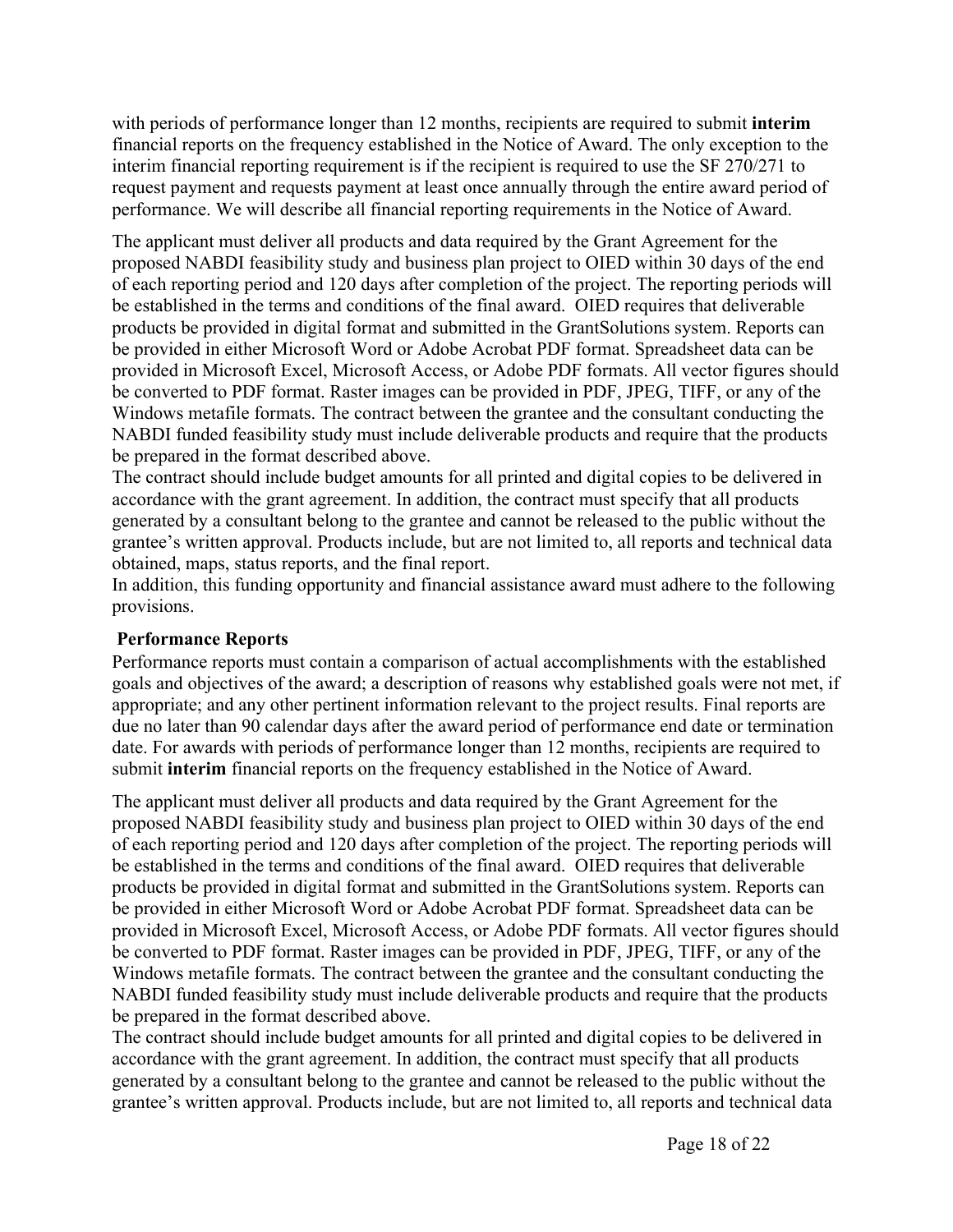with periods of performance longer than 12 months, recipients are required to submit **interim** financial reports on the frequency established in the Notice of Award. The only exception to the interim financial reporting requirement is if the recipient is required to use the SF 270/271 to request payment and requests payment at least once annually through the entire award period of performance. We will describe all financial reporting requirements in the Notice of Award.

The applicant must deliver all products and data required by the Grant Agreement for the proposed NABDI feasibility study and business plan project to OIED within 30 days of the end of each reporting period and 120 days after completion of the project. The reporting periods will be established in the terms and conditions of the final award. OIED requires that deliverable products be provided in digital format and submitted in the GrantSolutions system. Reports can be provided in either Microsoft Word or Adobe Acrobat PDF format. Spreadsheet data can be provided in Microsoft Excel, Microsoft Access, or Adobe PDF formats. All vector figures should be converted to PDF format. Raster images can be provided in PDF, JPEG, TIFF, or any of the Windows metafile formats. The contract between the grantee and the consultant conducting the NABDI funded feasibility study must include deliverable products and require that the products be prepared in the format described above.

The contract should include budget amounts for all printed and digital copies to be delivered in accordance with the grant agreement. In addition, the contract must specify that all products generated by a consultant belong to the grantee and cannot be released to the public without the grantee's written approval. Products include, but are not limited to, all reports and technical data obtained, maps, status reports, and the final report.

In addition, this funding opportunity and financial assistance award must adhere to the following provisions.

**Performance Reports**

Performance reports must contain a comparison of actual accomplishments with the established goals and objectives of the award; a description of reasons why established goals were not met, if appropriate; and any other pertinent information relevant to the project results. Final reports are due no later than 90 calendar days after the award period of performance end date or termination date. For awards with periods of performance longer than 12 months, recipients are required to submit **interim** financial reports on the frequency established in the Notice of Award.

The applicant must deliver all products and data required by the Grant Agreement for the proposed NABDI feasibility study and business plan project to OIED within 30 days of the end of each reporting period and 120 days after completion of the project. The reporting periods will be established in the terms and conditions of the final award. OIED requires that deliverable products be provided in digital format and submitted in the GrantSolutions system. Reports can be provided in either Microsoft Word or Adobe Acrobat PDF format. Spreadsheet data can be provided in Microsoft Excel, Microsoft Access, or Adobe PDF formats. All vector figures should be converted to PDF format. Raster images can be provided in PDF, JPEG, TIFF, or any of the Windows metafile formats. The contract between the grantee and the consultant conducting the NABDI funded feasibility study must include deliverable products and require that the products be prepared in the format described above.

The contract should include budget amounts for all printed and digital copies to be delivered in accordance with the grant agreement. In addition, the contract must specify that all products generated by a consultant belong to the grantee and cannot be released to the public without the grantee's written approval. Products include, but are not limited to, all reports and technical data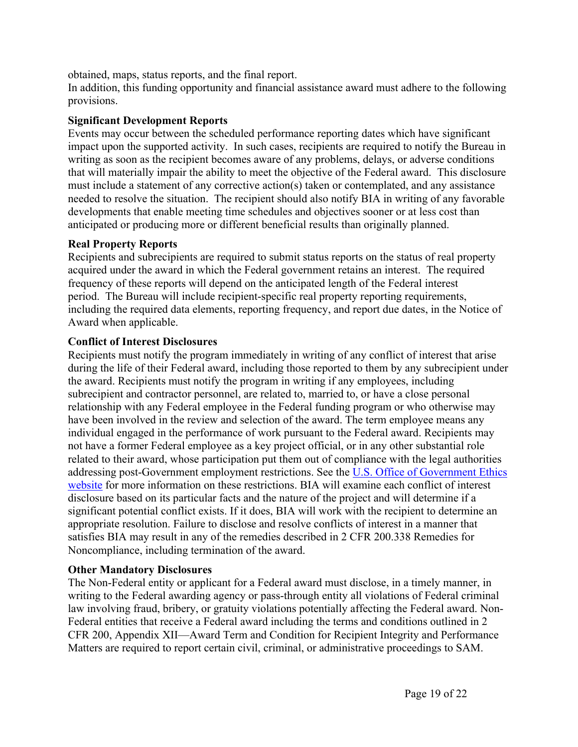obtained, maps, status reports, and the final report.

In addition, this funding opportunity and financial assistance award must adhere to the following provisions.

**Significant Development Reports**

Events may occur between the scheduled performance reporting dates which have significant impact upon the supported activity. In such cases, recipients are required to notify the Bureau in writing as soon as the recipient becomes aware of any problems, delays, or adverse conditions that will materially impair the ability to meet the objective of the Federal award. This disclosure must include a statement of any corrective action(s) taken or contemplated, and any assistance needed to resolve the situation. The recipient should also notify BIA in writing of any favorable developments that enable meeting time schedules and objectives sooner or at less cost than anticipated or producing more or different beneficial results than originally planned.

**Real Property Reports**

Recipients and subrecipients are required to submit status reports on the status of real property acquired under the award in which the Federal government retains an interest. The required frequency of these reports will depend on the anticipated length of the Federal interest period. The Bureau will include recipient-specific real property reporting requirements, including the required data elements, reporting frequency, and report due dates, in the Notice of Award when applicable.

**Conflict of Interest Disclosures**

Recipients must notify the program immediately in writing of any conflict of interest that arise during the life of their Federal award, including those reported to them by any subrecipient under the award. Recipients must notify the program in writing if any employees, including subrecipient and contractor personnel, are related to, married to, or have a close personal relationship with any Federal employee in the Federal funding program or who otherwise may have been involved in the review and selection of the award. The term employee means any individual engaged in the performance of work pursuant to the Federal award. Recipients may not have a former Federal employee as a key project official, or in any other substantial role related to their award, whose participation put them out of compliance with the legal authorities addressing post-Government employment restrictions. See the U.S. Office of Government Ethics website for more information on these restrictions. BIA will examine each conflict of interest disclosure based on its particular facts and the nature of the project and will determine if a significant potential conflict exists. If it does, BIA will work with the recipient to determine an appropriate resolution. Failure to disclose and resolve conflicts of interest in a manner that satisfies BIA may result in any of the remedies described in 2 CFR 200.338 Remedies for Noncompliance, including termination of the award.

**Other Mandatory Disclosures**

The Non-Federal entity or applicant for a Federal award must disclose, in a timely manner, in writing to the Federal awarding agency or pass-through entity all violations of Federal criminal law involving fraud, bribery, or gratuity violations potentially affecting the Federal award. Non-Federal entities that receive a Federal award including the terms and conditions outlined in 2 CFR 200, Appendix XII—Award Term and Condition for Recipient Integrity and Performance Matters are required to report certain civil, criminal, or administrative proceedings to SAM.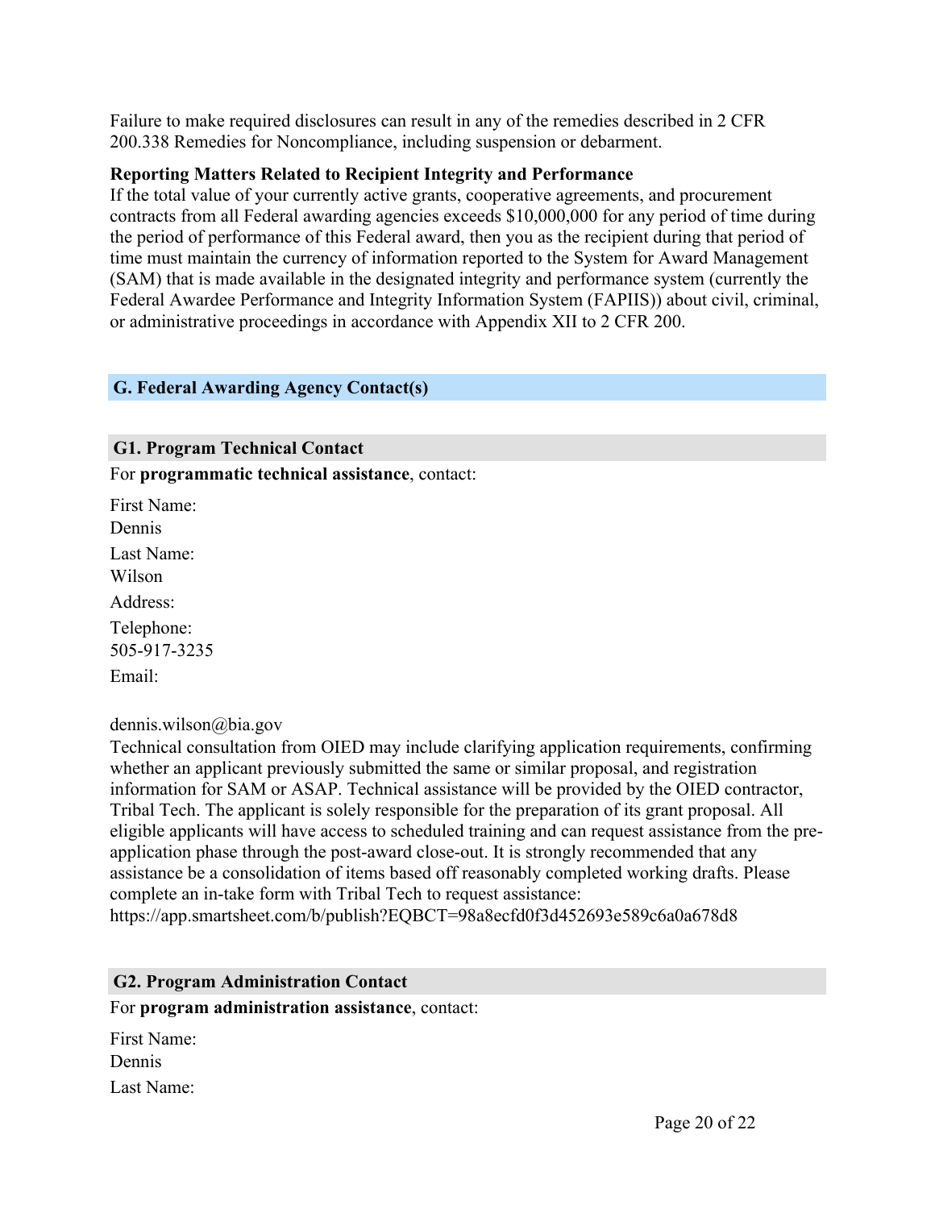Failure to make required disclosures can result in any of the remedies described in 2 CFR 200.338 Remedies for Noncompliance, including suspension or debarment.

**Reporting Matters Related to Recipient Integrity and Performance**

If the total value of your currently active grants, cooperative agreements, and procurement contracts from all Federal awarding agencies exceeds $10,000,000 for any period of time during the period of performance of this Federal award, then you as the recipient during that period of time must maintain the currency of information reported to the System for Award Management (SAM) that is made available in the designated integrity and performance system (currently the Federal Awardee Performance and Integrity Information System (FAPIIS)) about civil, criminal, or administrative proceedings in accordance with Appendix XII to 2 CFR 200.

## G. Federal Awarding Agency Contact(s)

### G1. Program Technical Contact

For **programmatic technical assistance**, contact:

First Name:
Dennis

Last Name:
Wilson

Address:

Telephone:
505-917-3235

Email:

dennis.wilson@bia.gov

Technical consultation from OIED may include clarifying application requirements, confirming whether an applicant previously submitted the same or similar proposal, and registration information for SAM or ASAP. Technical assistance will be provided by the OIED contractor, Tribal Tech. The applicant is solely responsible for the preparation of its grant proposal. All eligible applicants will have access to scheduled training and can request assistance from the pre-application phase through the post-award close-out. It is strongly recommended that any assistance be a consolidation of items based off reasonably completed working drafts. Please complete an in-take form with Tribal Tech to request assistance:
https://app.smartsheet.com/b/publish?EQBCT=98a8ecfd0f3d452693e589c6a0a678d8

### G2. Program Administration Contact

For **program administration assistance**, contact:

First Name:
Dennis

Last Name: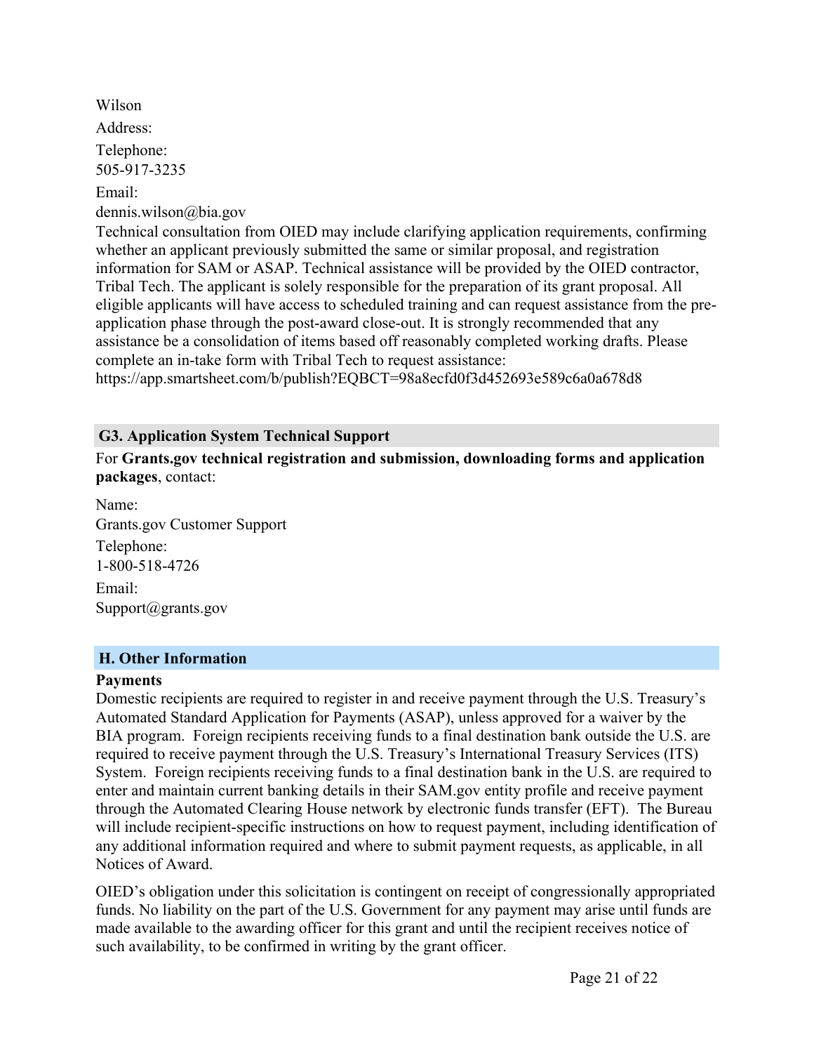Wilson

Address:

Telephone:
505-917-3235

Email:
dennis.wilson@bia.gov

Technical consultation from OIED may include clarifying application requirements, confirming whether an applicant previously submitted the same or similar proposal, and registration information for SAM or ASAP. Technical assistance will be provided by the OIED contractor, Tribal Tech. The applicant is solely responsible for the preparation of its grant proposal. All eligible applicants will have access to scheduled training and can request assistance from the pre-application phase through the post-award close-out. It is strongly recommended that any assistance be a consolidation of items based off reasonably completed working drafts. Please complete an in-take form with Tribal Tech to request assistance:
https://app.smartsheet.com/b/publish?EQBCT=98a8ecfd0f3d452693e589c6a0a678d8

### G3. Application System Technical Support

For **Grants.gov technical registration and submission, downloading forms and application packages**, contact:

Name:
Grants.gov Customer Support

Telephone:
1-800-518-4726

Email:
Support@grants.gov

## H. Other Information

**Payments**

Domestic recipients are required to register in and receive payment through the U.S. Treasury's Automated Standard Application for Payments (ASAP), unless approved for a waiver by the BIA program. Foreign recipients receiving funds to a final destination bank outside the U.S. are required to receive payment through the U.S. Treasury's International Treasury Services (ITS) System. Foreign recipients receiving funds to a final destination bank in the U.S. are required to enter and maintain current banking details in their SAM.gov entity profile and receive payment through the Automated Clearing House network by electronic funds transfer (EFT). The Bureau will include recipient-specific instructions on how to request payment, including identification of any additional information required and where to submit payment requests, as applicable, in all Notices of Award.

OIED's obligation under this solicitation is contingent on receipt of congressionally appropriated funds. No liability on the part of the U.S. Government for any payment may arise until funds are made available to the awarding officer for this grant and until the recipient receives notice of such availability, to be confirmed in writing by the grant officer.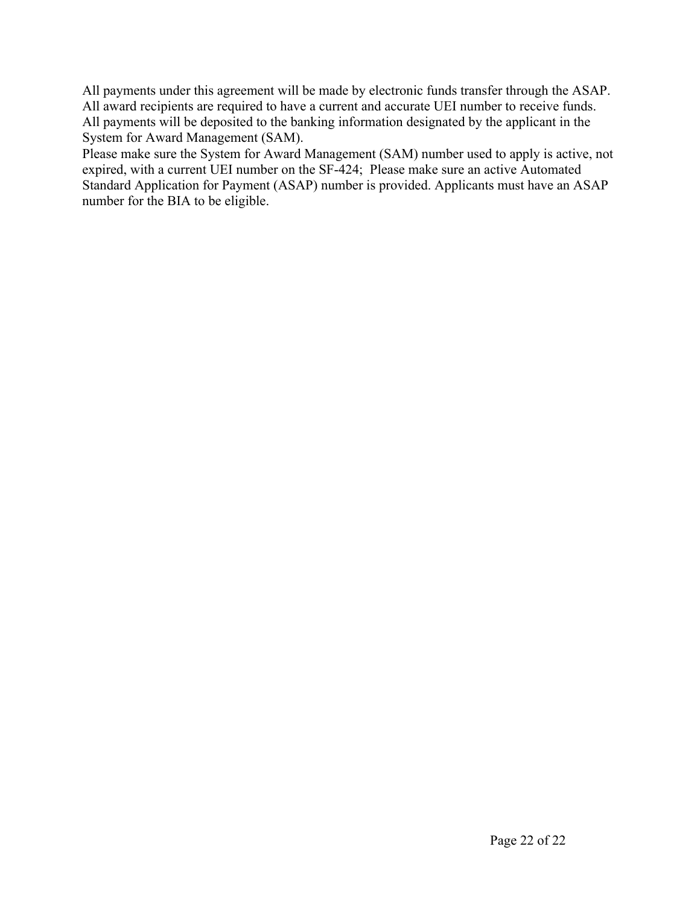All payments under this agreement will be made by electronic funds transfer through the ASAP. All award recipients are required to have a current and accurate UEI number to receive funds. All payments will be deposited to the banking information designated by the applicant in the System for Award Management (SAM).

Please make sure the System for Award Management (SAM) number used to apply is active, not expired, with a current UEI number on the SF-424;  Please make sure an active Automated Standard Application for Payment (ASAP) number is provided. Applicants must have an ASAP number for the BIA to be eligible.